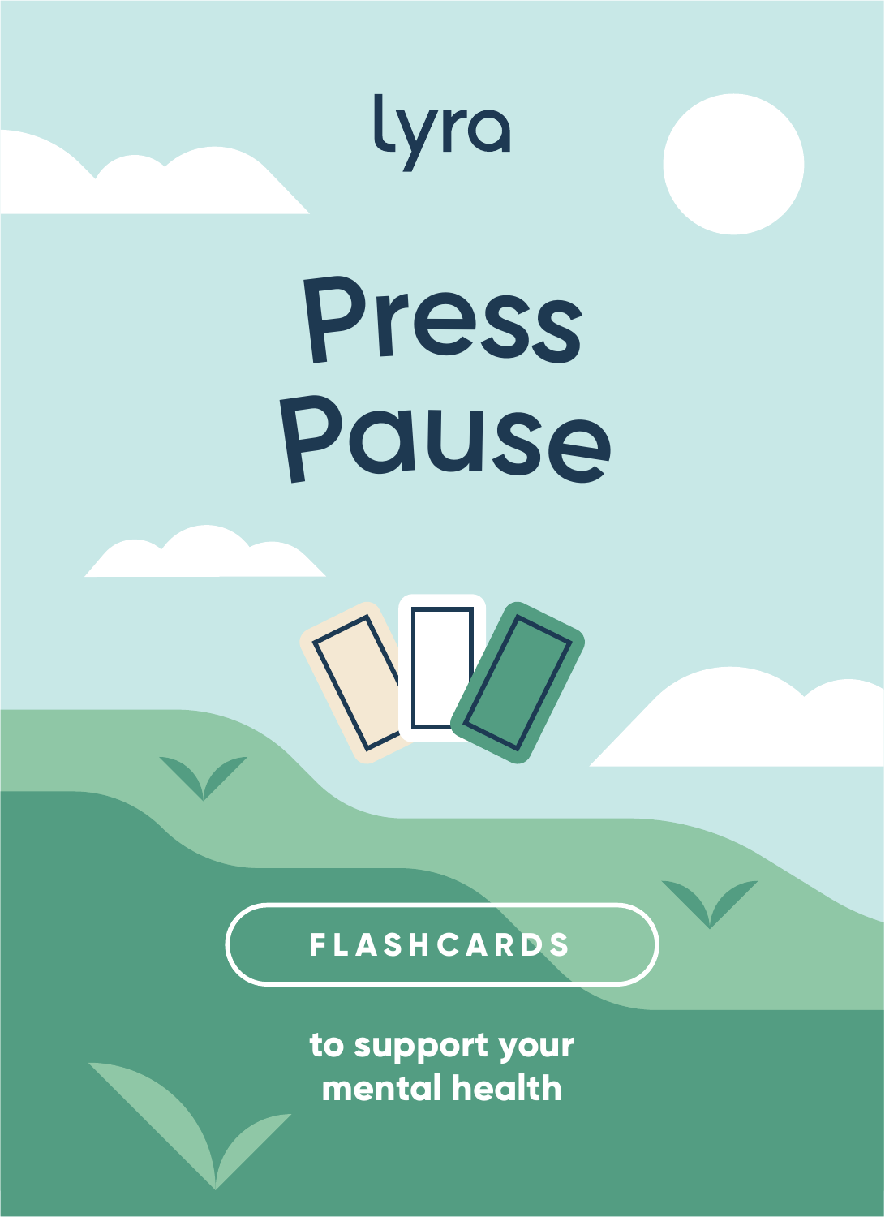lyra

# Press Pause

FLASHCARDS

to support your mental health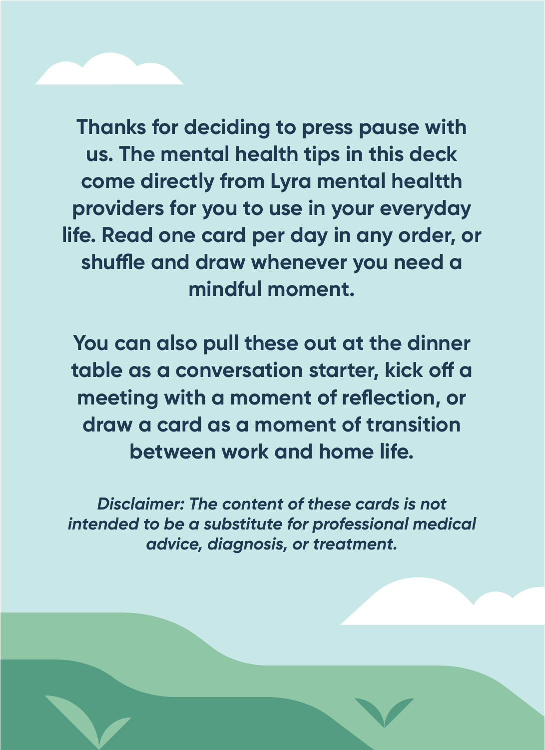**Thanks for deciding to press pause with us. The mental health tips in this deck come directly from Lyra mental healtth providers for you to use in your everyday life. Read one card per day in any order, or shuffle and draw whenever you need a mindful moment.**

**You can also pull these out at the dinner table as a conversation starter, kick off a meeting with a moment of reflection, or draw a card as a moment of transition between work and home life.**

***Disclaimer: The content of these cards is not intended to be a substitute for professional medical advice, diagnosis, or treatment.***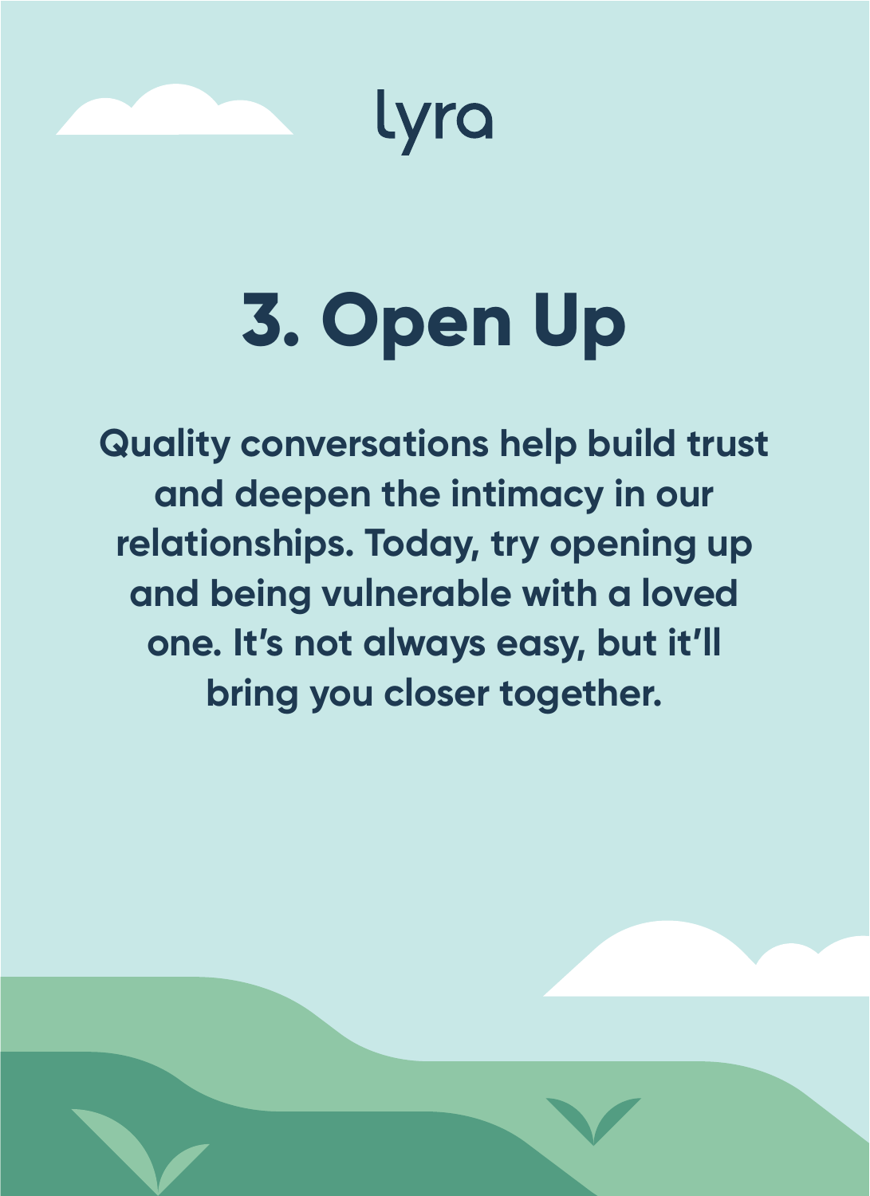lyra

# 3. Open Up

**Quality conversations help build trust and deepen the intimacy in our relationships. Today, try opening up and being vulnerable with a loved one. It's not always easy, but it'll bring you closer together.**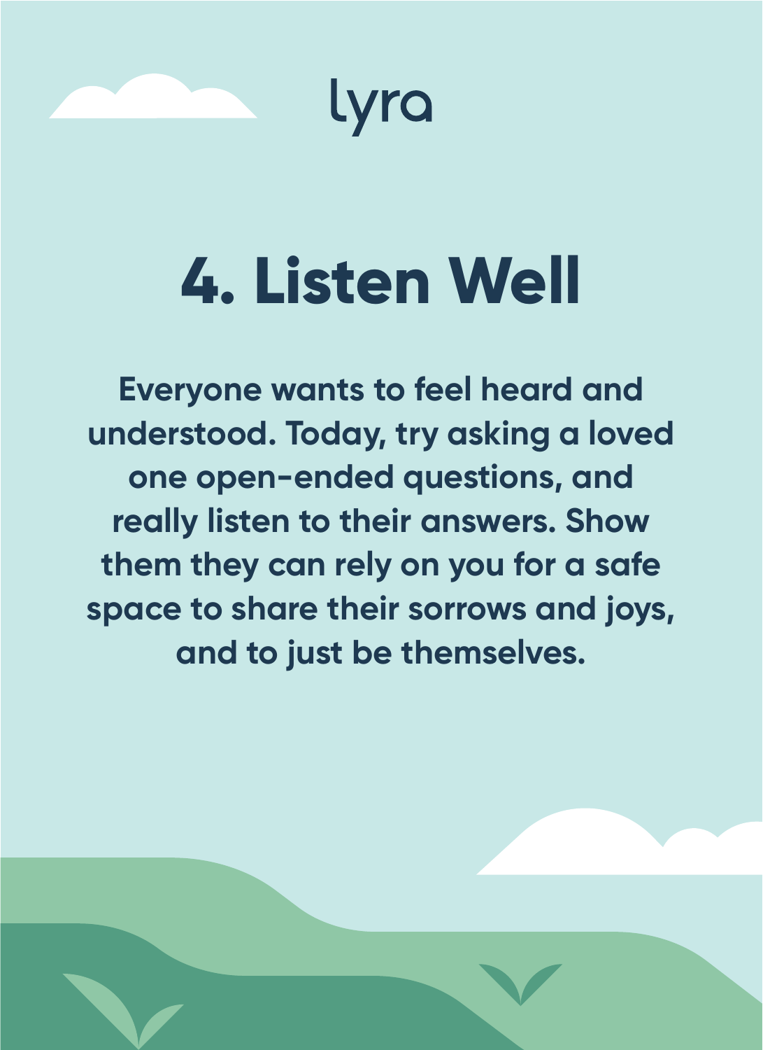lyra

# 4. Listen Well

Everyone wants to feel heard and understood. Today, try asking a loved one open-ended questions, and really listen to their answers. Show them they can rely on you for a safe space to share their sorrows and joys, and to just be themselves.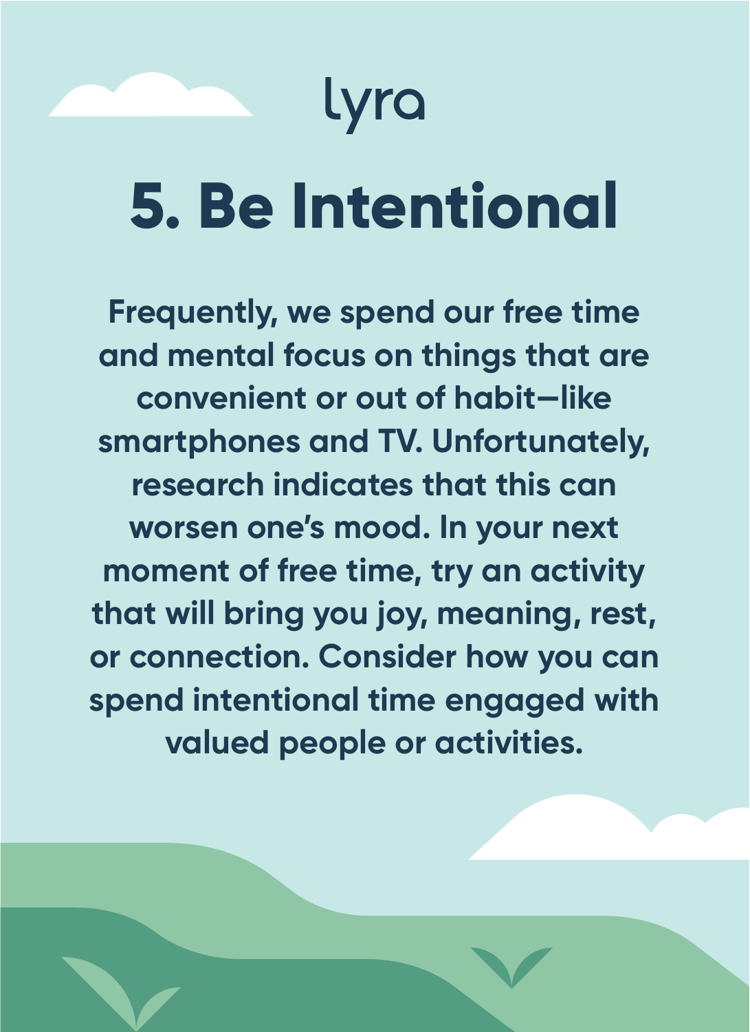lyra

# 5. Be Intentional

Frequently, we spend our free time and mental focus on things that are convenient or out of habit—like smartphones and TV. Unfortunately, research indicates that this can worsen one's mood. In your next moment of free time, try an activity that will bring you joy, meaning, rest, or connection. Consider how you can spend intentional time engaged with valued people or activities.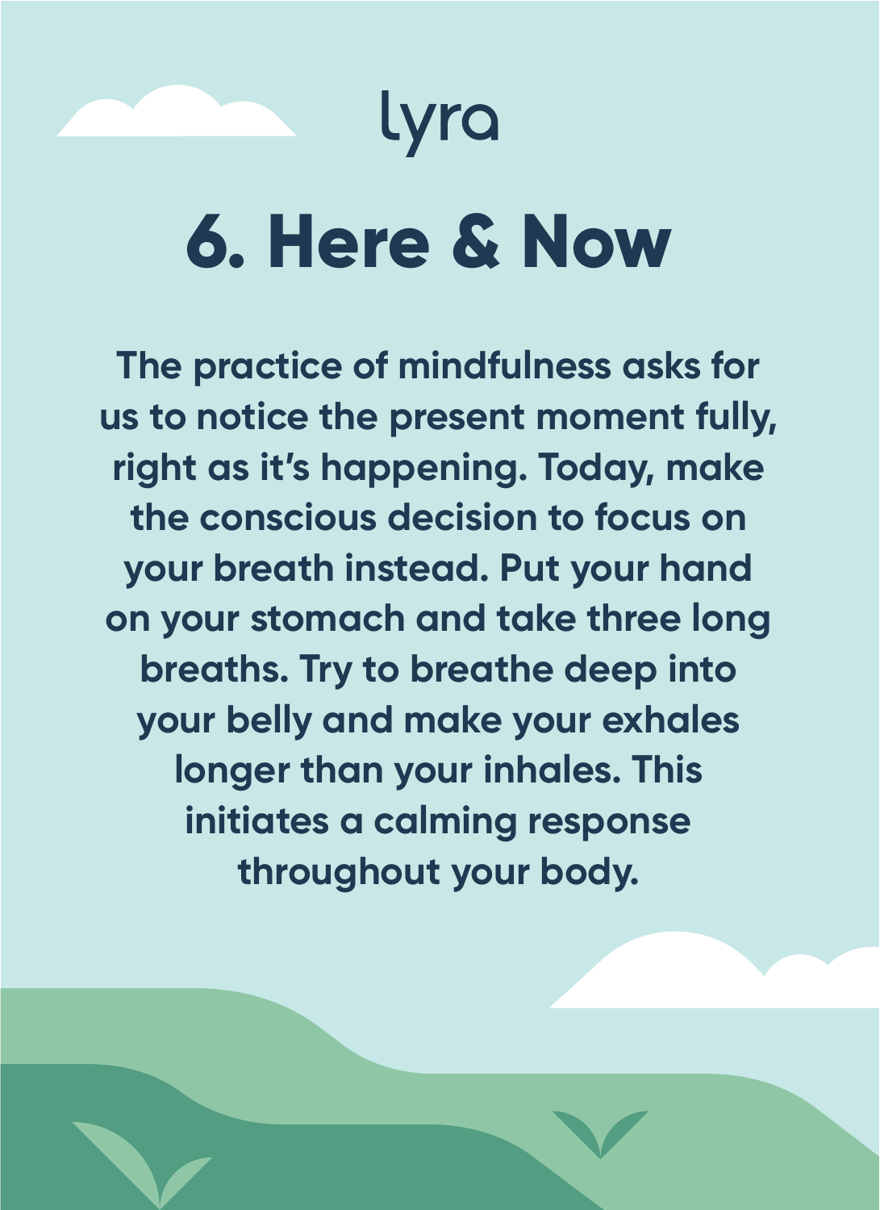lyra

# 6. Here & Now

**The practice of mindfulness asks for us to notice the present moment fully, right as it's happening. Today, make the conscious decision to focus on your breath instead. Put your hand on your stomach and take three long breaths. Try to breathe deep into your belly and make your exhales longer than your inhales. This initiates a calming response throughout your body.**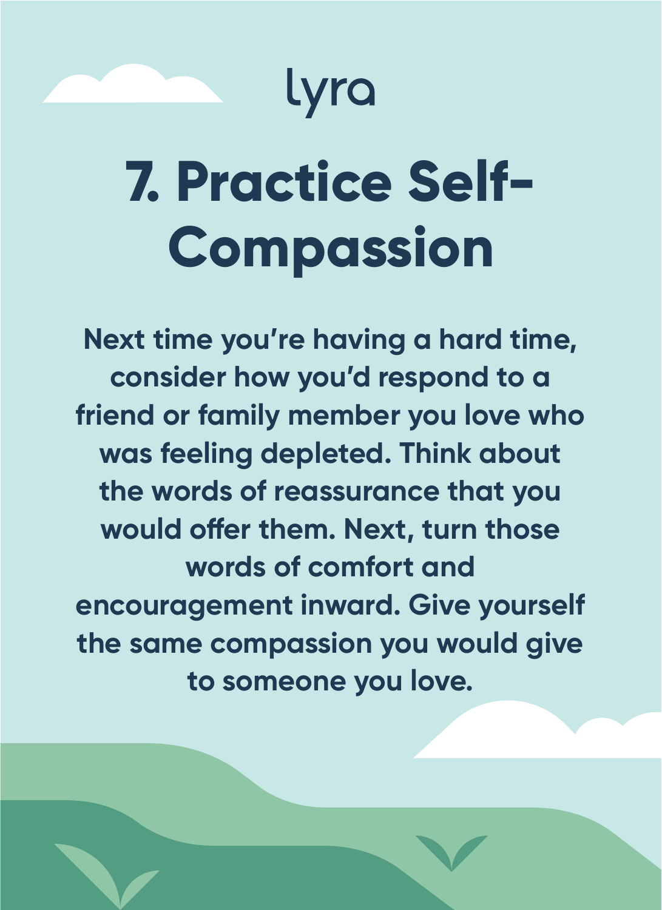lyra

# 7. Practice Self-Compassion

Next time you're having a hard time, consider how you'd respond to a friend or family member you love who was feeling depleted. Think about the words of reassurance that you would offer them. Next, turn those words of comfort and encouragement inward. Give yourself the same compassion you would give to someone you love.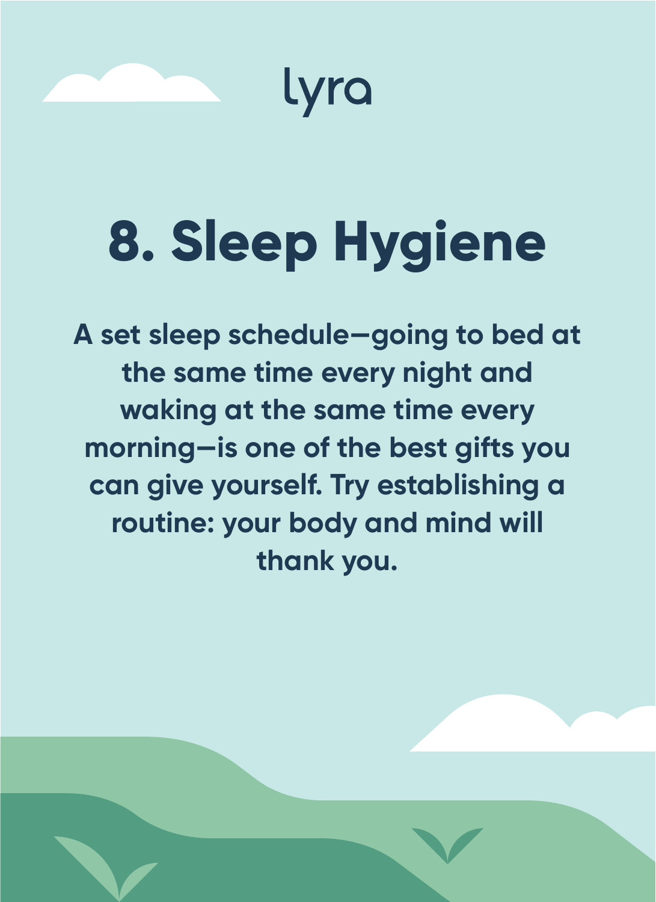lyra

# 8. Sleep Hygiene

**A set sleep schedule—going to bed at the same time every night and waking at the same time every morning—is one of the best gifts you can give yourself. Try establishing a routine: your body and mind will thank you.**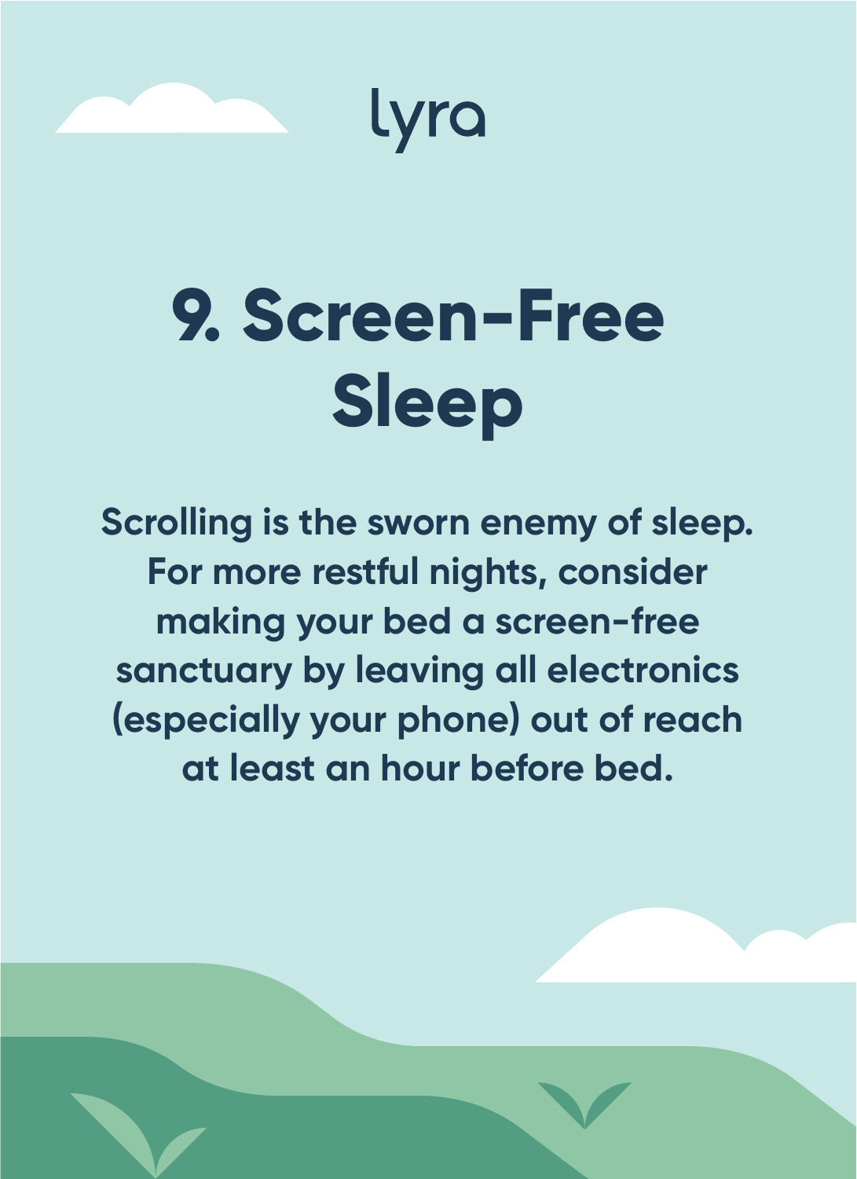lyra

# 9. Screen-Free Sleep

**Scrolling is the sworn enemy of sleep. For more restful nights, consider making your bed a screen-free sanctuary by leaving all electronics (especially your phone) out of reach at least an hour before bed.**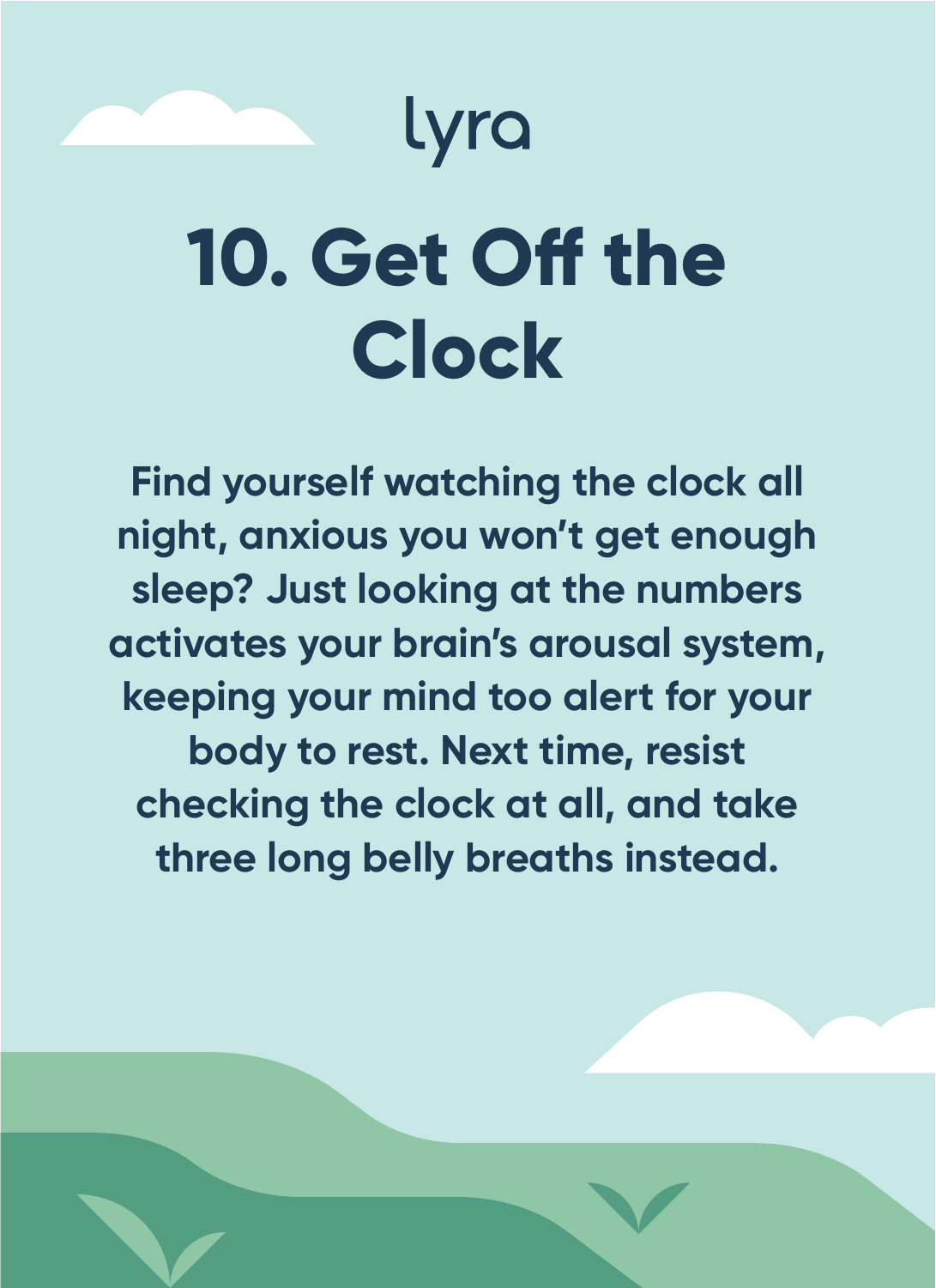lyra

# 10. Get Off the Clock

Find yourself watching the clock all night, anxious you won't get enough sleep? Just looking at the numbers activates your brain's arousal system, keeping your mind too alert for your body to rest. Next time, resist checking the clock at all, and take three long belly breaths instead.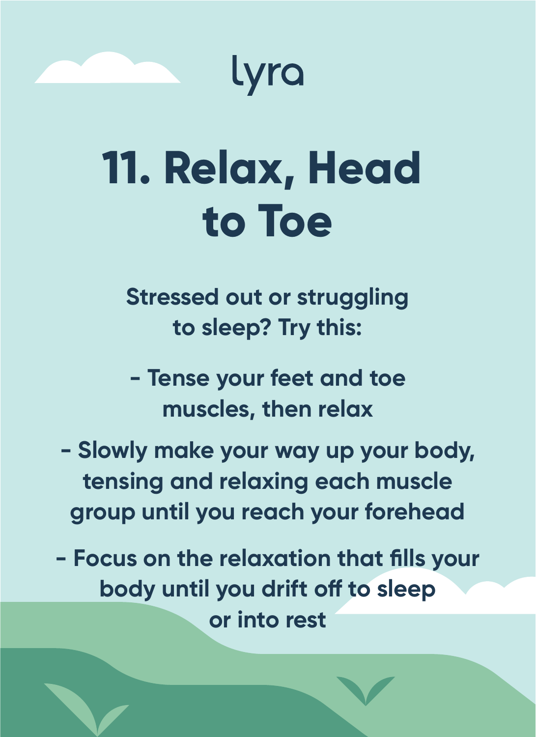lyra

# 11. Relax, Head to Toe

Stressed out or struggling to sleep? Try this:

- Tense your feet and toe muscles, then relax
- Slowly make your way up your body, tensing and relaxing each muscle group until you reach your forehead
- Focus on the relaxation that fills your body until you drift off to sleep or into rest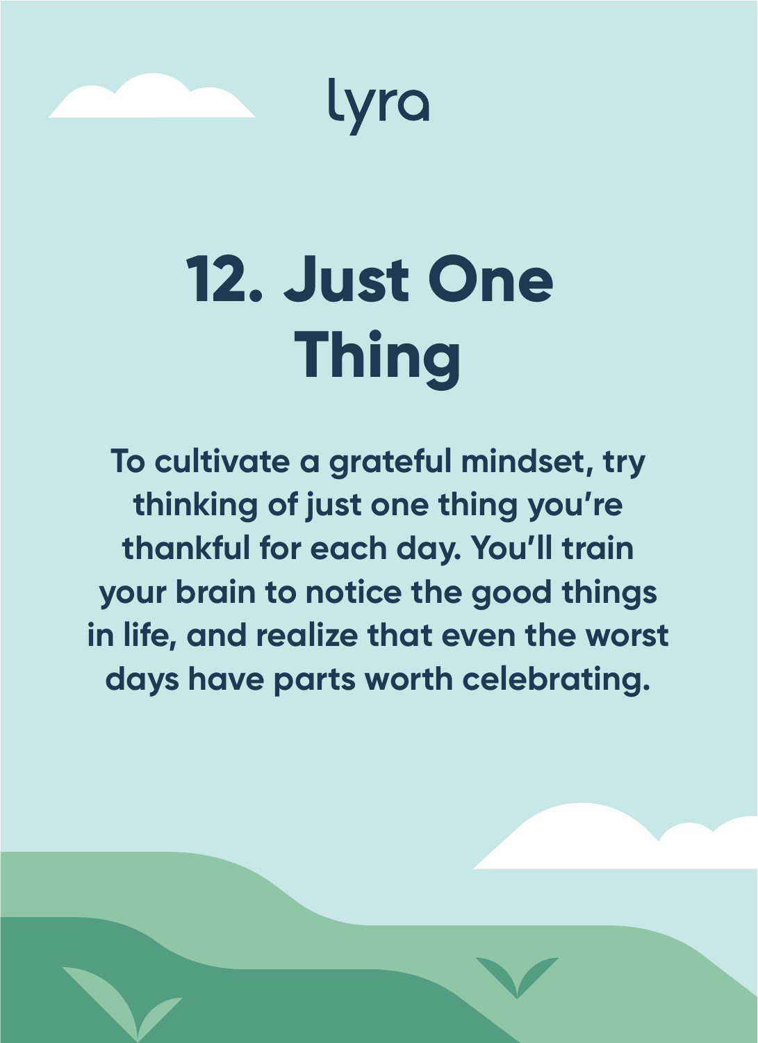lyra

# 12. Just One Thing

**To cultivate a grateful mindset, try thinking of just one thing you're thankful for each day. You'll train your brain to notice the good things in life, and realize that even the worst days have parts worth celebrating.**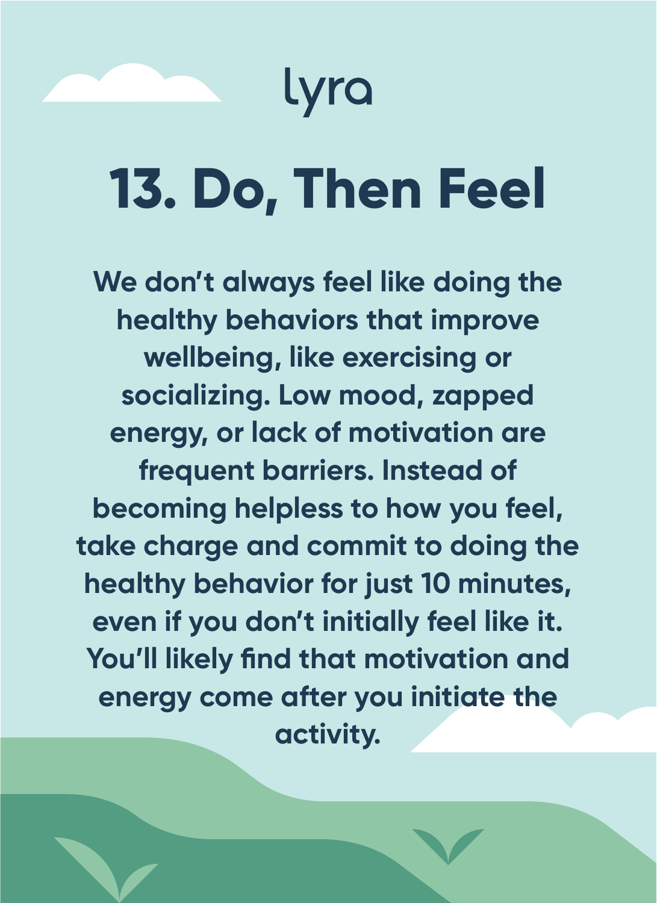lyra

# 13. Do, Then Feel

**We don't always feel like doing the healthy behaviors that improve wellbeing, like exercising or socializing. Low mood, zapped energy, or lack of motivation are frequent barriers. Instead of becoming helpless to how you feel, take charge and commit to doing the healthy behavior for just 10 minutes, even if you don't initially feel like it. You'll likely find that motivation and energy come after you initiate the activity.**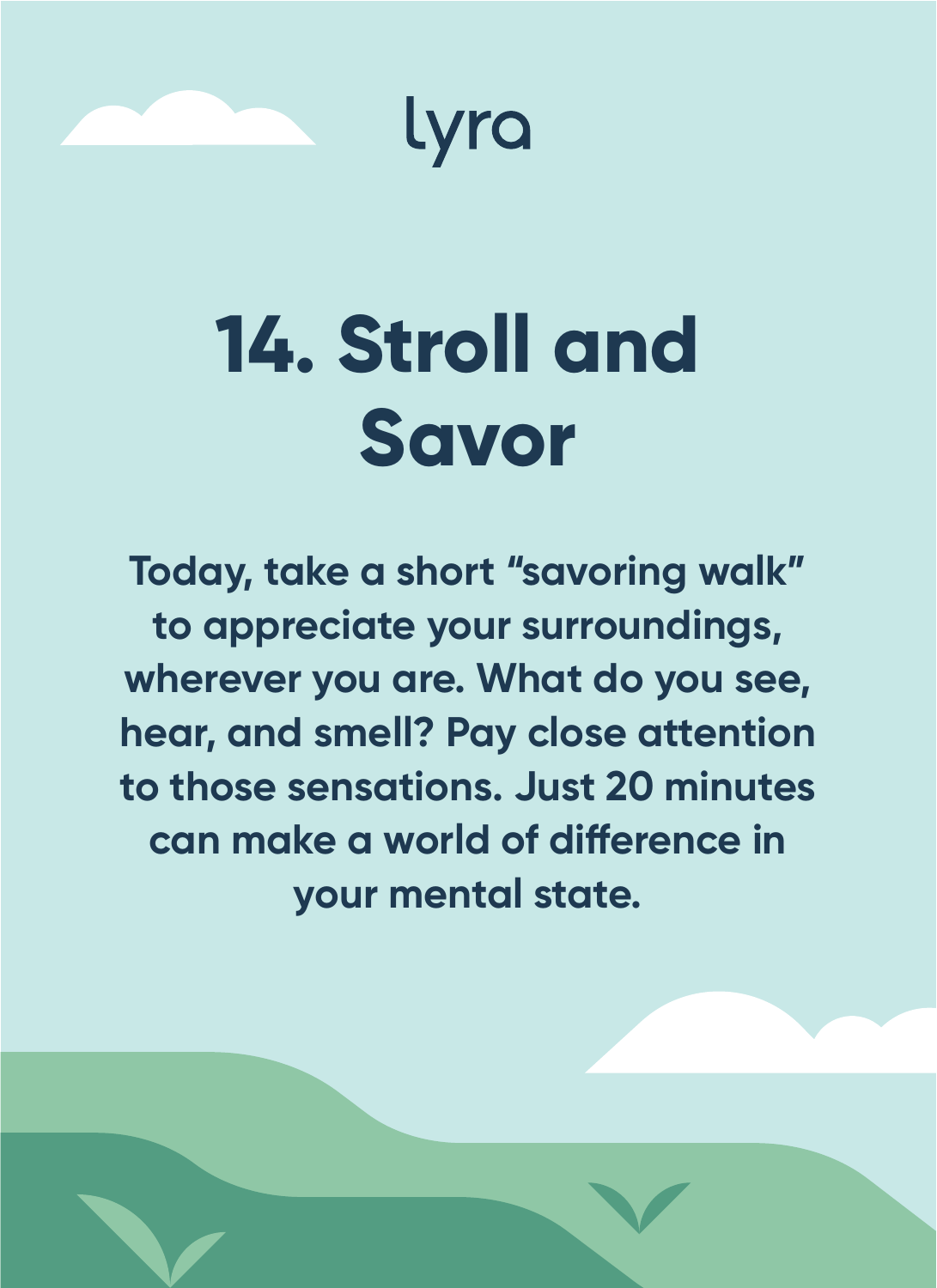lyra

# 14. Stroll and Savor

**Today, take a short "savoring walk" to appreciate your surroundings, wherever you are. What do you see, hear, and smell? Pay close attention to those sensations. Just 20 minutes can make a world of difference in your mental state.**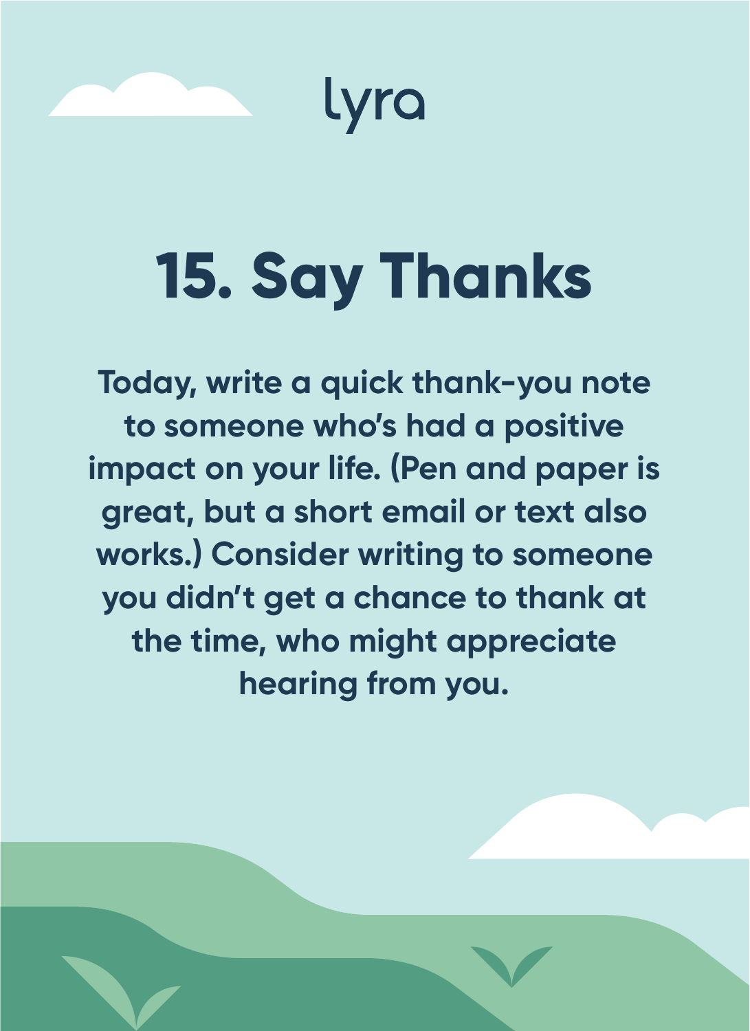lyra

# 15. Say Thanks

Today, write a quick thank-you note to someone who's had a positive impact on your life. (Pen and paper is great, but a short email or text also works.) Consider writing to someone you didn't get a chance to thank at the time, who might appreciate hearing from you.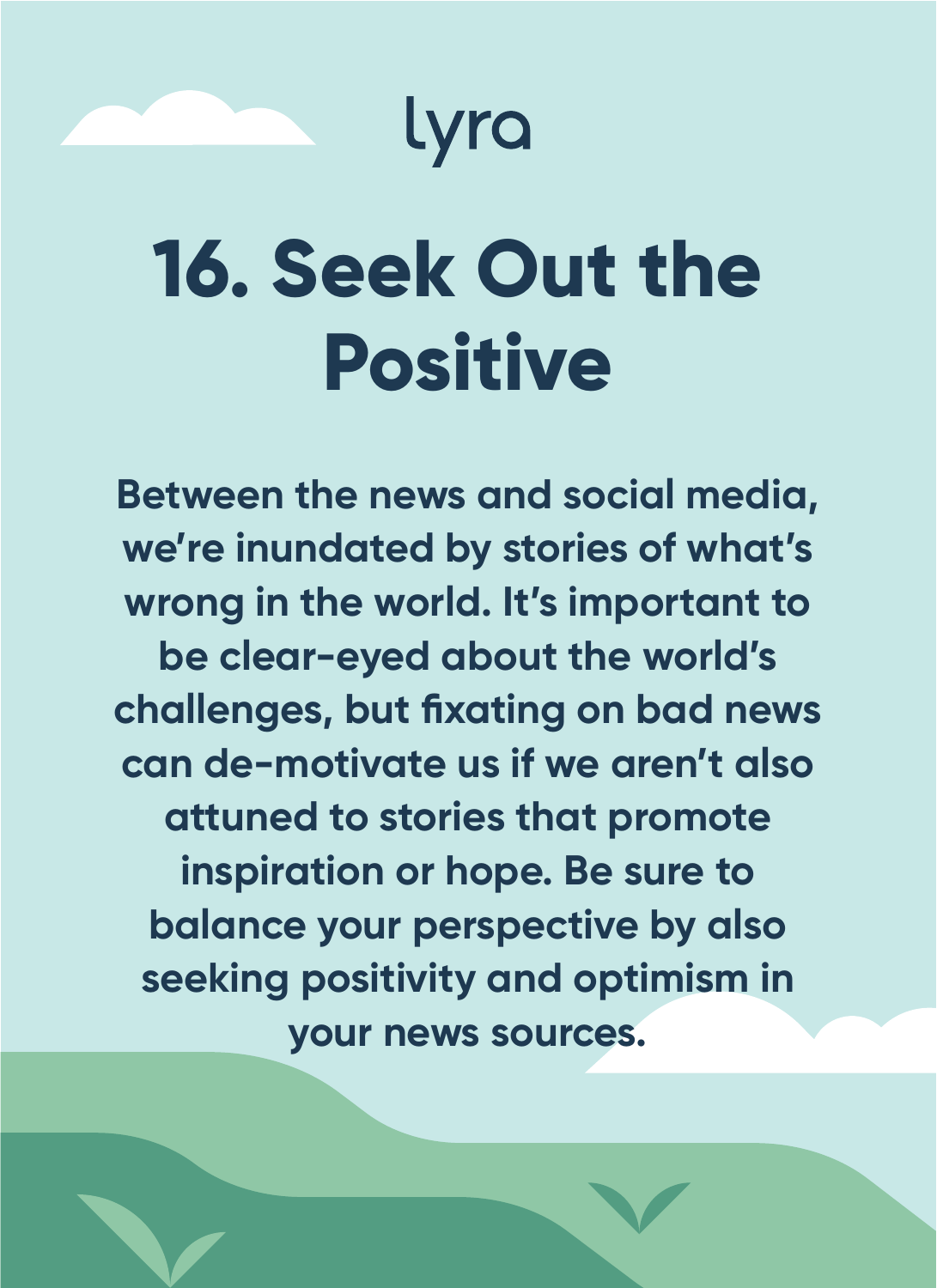lyra

# 16. Seek Out the Positive

**Between the news and social media, we're inundated by stories of what's wrong in the world. It's important to be clear-eyed about the world's challenges, but fixating on bad news can de-motivate us if we aren't also attuned to stories that promote inspiration or hope. Be sure to balance your perspective by also seeking positivity and optimism in your news sources.**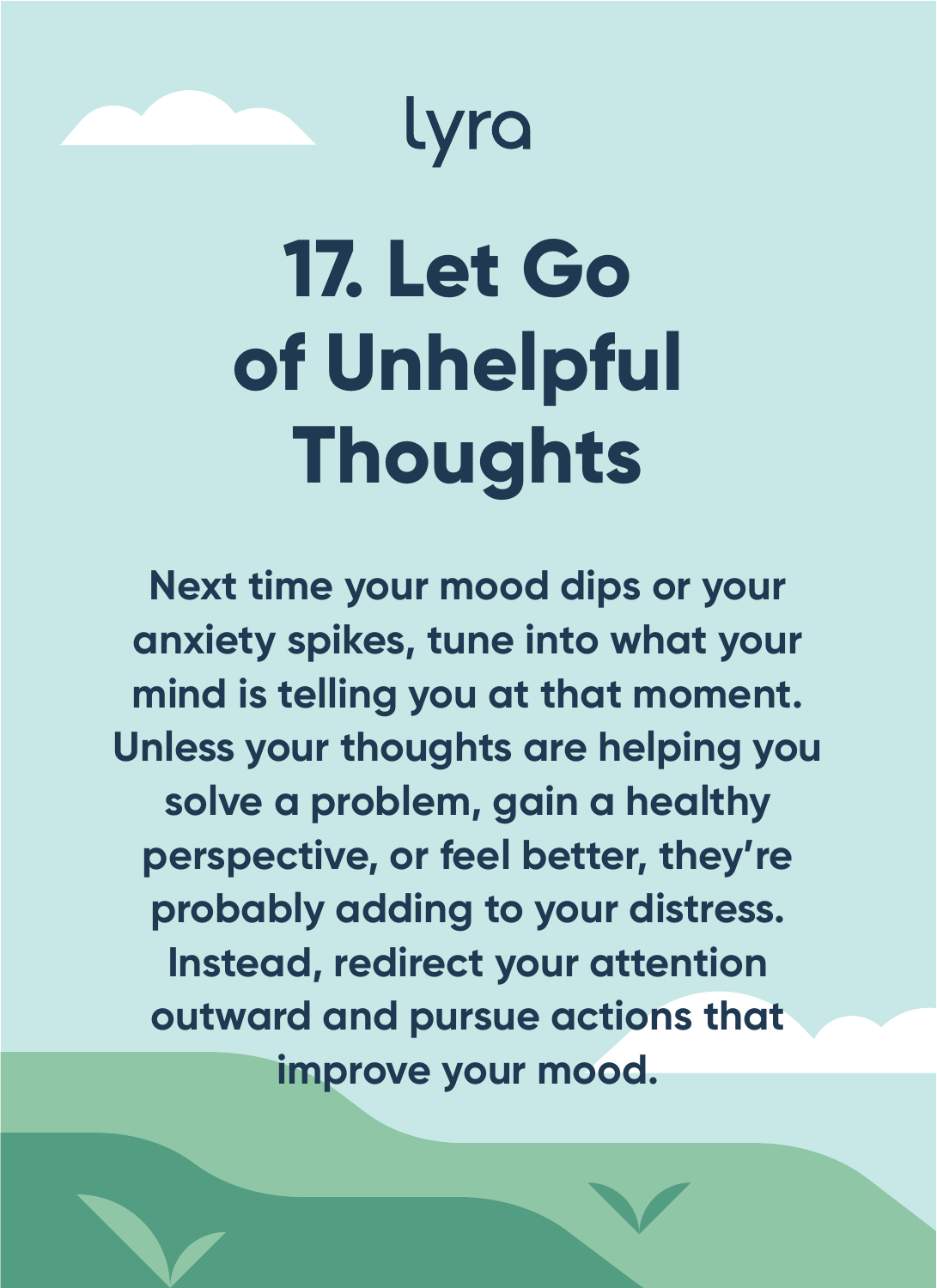lyra

# 17. Let Go of Unhelpful Thoughts

**Next time your mood dips or your anxiety spikes, tune into what your mind is telling you at that moment. Unless your thoughts are helping you solve a problem, gain a healthy perspective, or feel better, they're probably adding to your distress. Instead, redirect your attention outward and pursue actions that improve your mood.**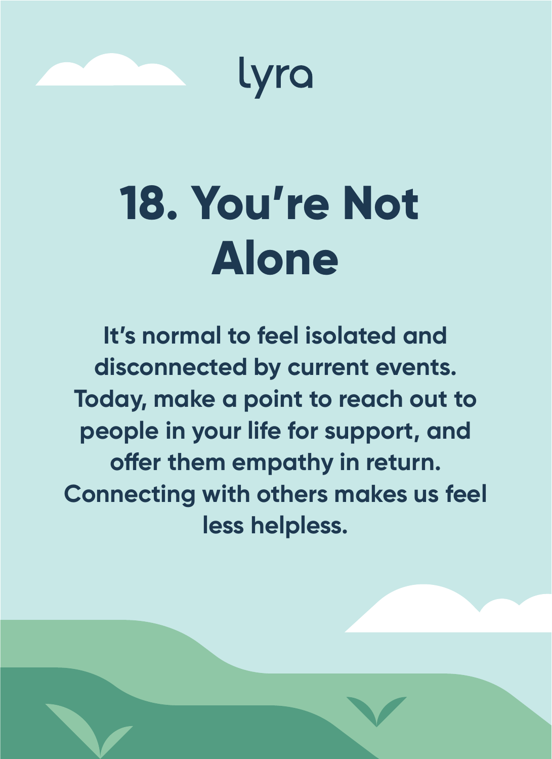lyra

# 18. You're Not Alone

**It's normal to feel isolated and disconnected by current events. Today, make a point to reach out to people in your life for support, and offer them empathy in return. Connecting with others makes us feel less helpless.**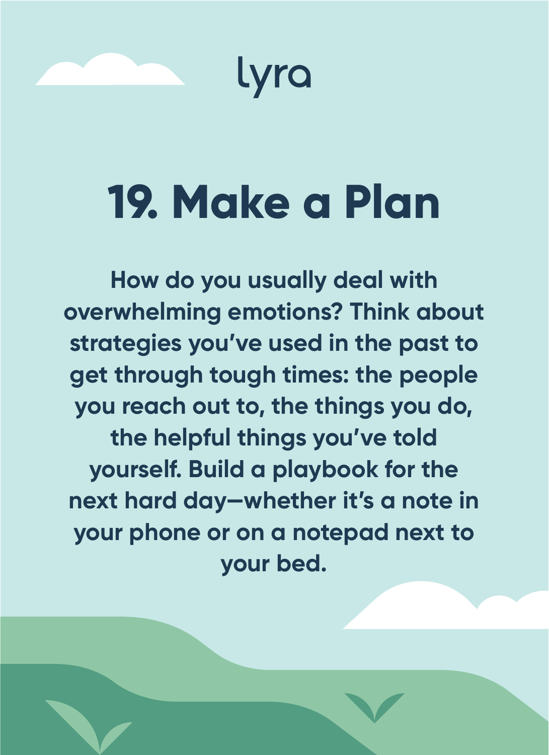lyra

# 19. Make a Plan

**How do you usually deal with overwhelming emotions? Think about strategies you've used in the past to get through tough times: the people you reach out to, the things you do, the helpful things you've told yourself. Build a playbook for the next hard day—whether it's a note in your phone or on a notepad next to your bed.**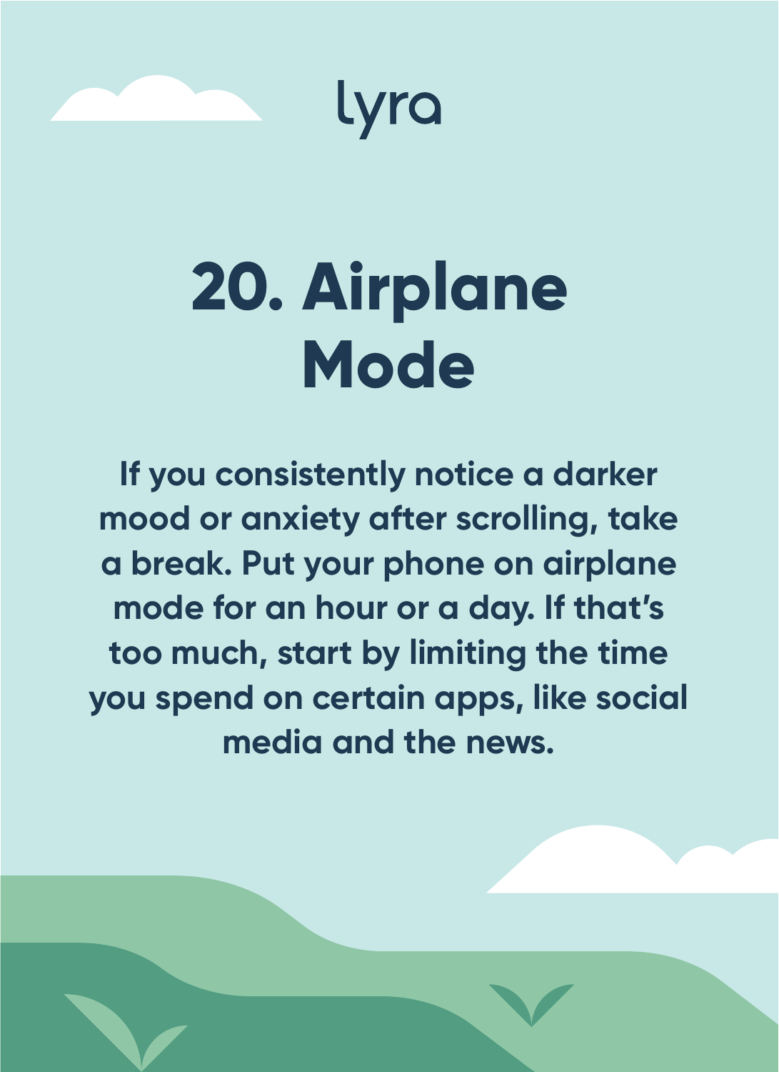lyra

# 20. Airplane Mode

**If you consistently notice a darker mood or anxiety after scrolling, take a break. Put your phone on airplane mode for an hour or a day. If that's too much, start by limiting the time you spend on certain apps, like social media and the news.**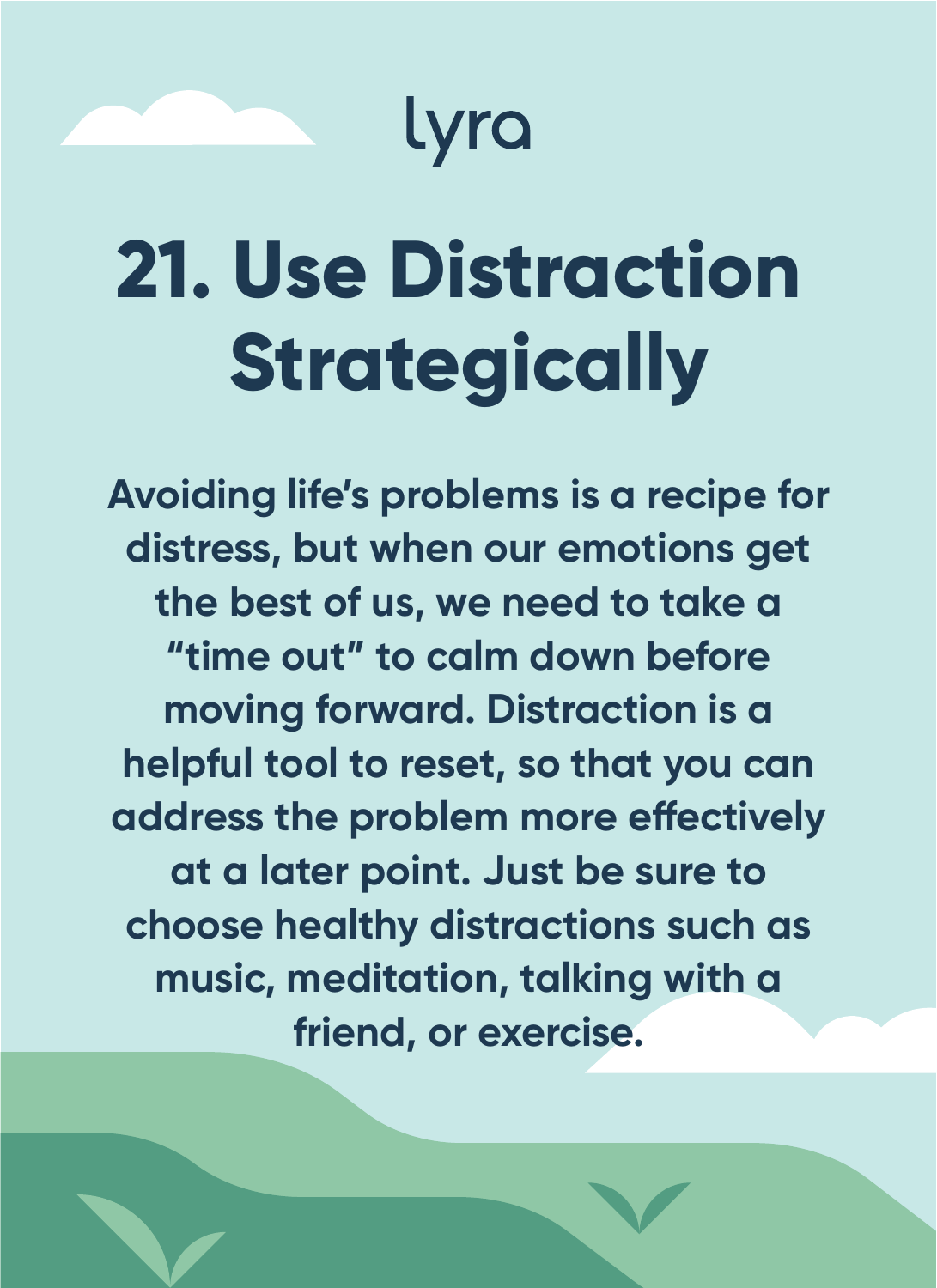lyra

# 21. Use Distraction Strategically

Avoiding life's problems is a recipe for distress, but when our emotions get the best of us, we need to take a "time out" to calm down before moving forward. Distraction is a helpful tool to reset, so that you can address the problem more effectively at a later point. Just be sure to choose healthy distractions such as music, meditation, talking with a friend, or exercise.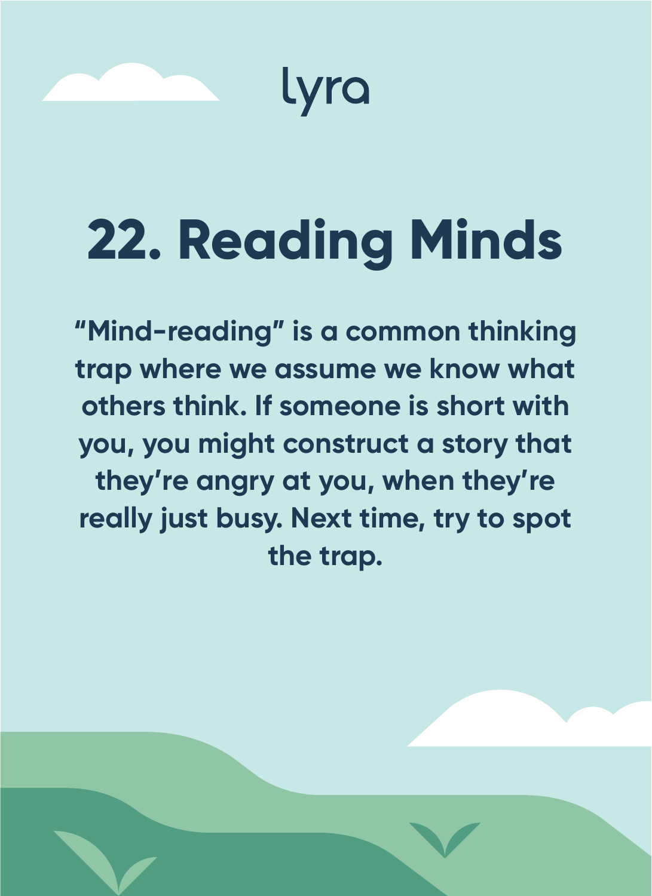lyra

# 22. Reading Minds

**"Mind-reading" is a common thinking trap where we assume we know what others think. If someone is short with you, you might construct a story that they're angry at you, when they're really just busy. Next time, try to spot the trap.**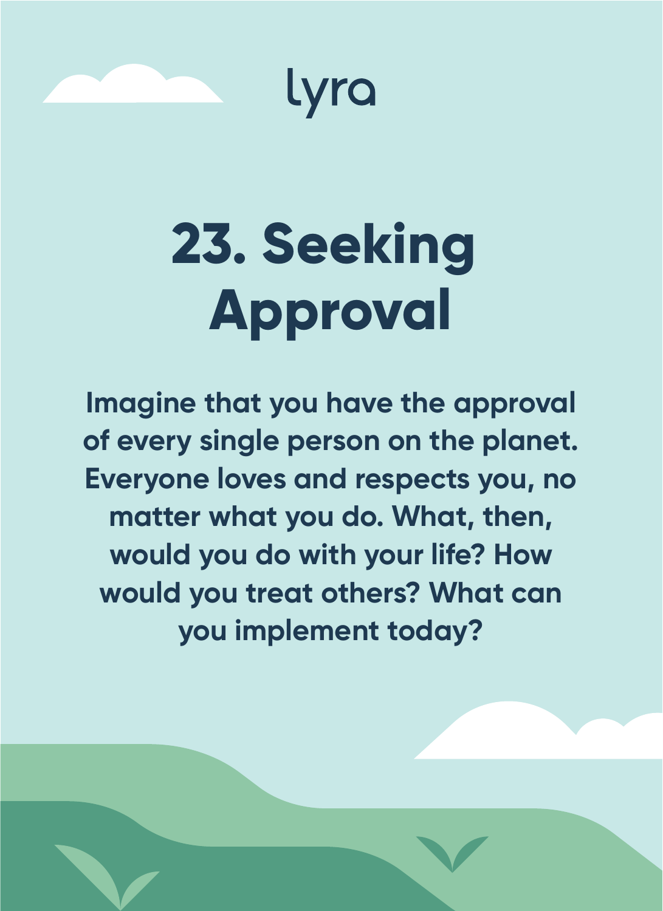lyra

# 23. Seeking Approval

Imagine that you have the approval of every single person on the planet. Everyone loves and respects you, no matter what you do. What, then, would you do with your life? How would you treat others? What can you implement today?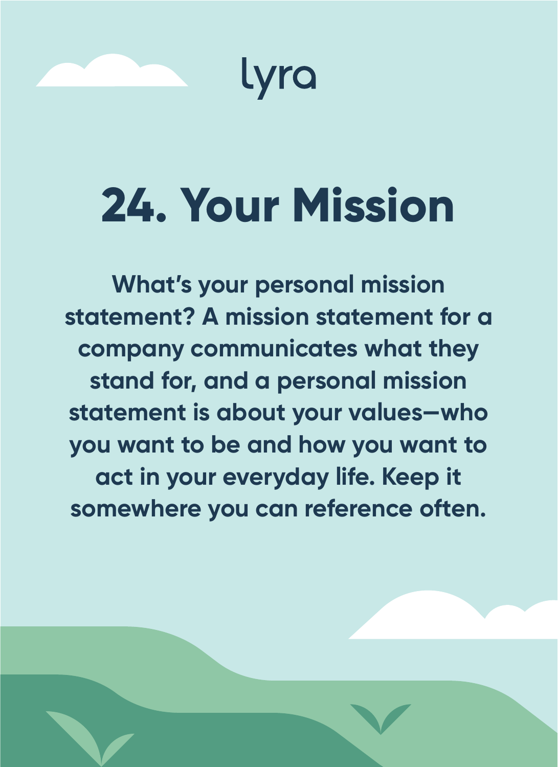lyra

# 24. Your Mission

**What's your personal mission statement? A mission statement for a company communicates what they stand for, and a personal mission statement is about your values—who you want to be and how you want to act in your everyday life. Keep it somewhere you can reference often.**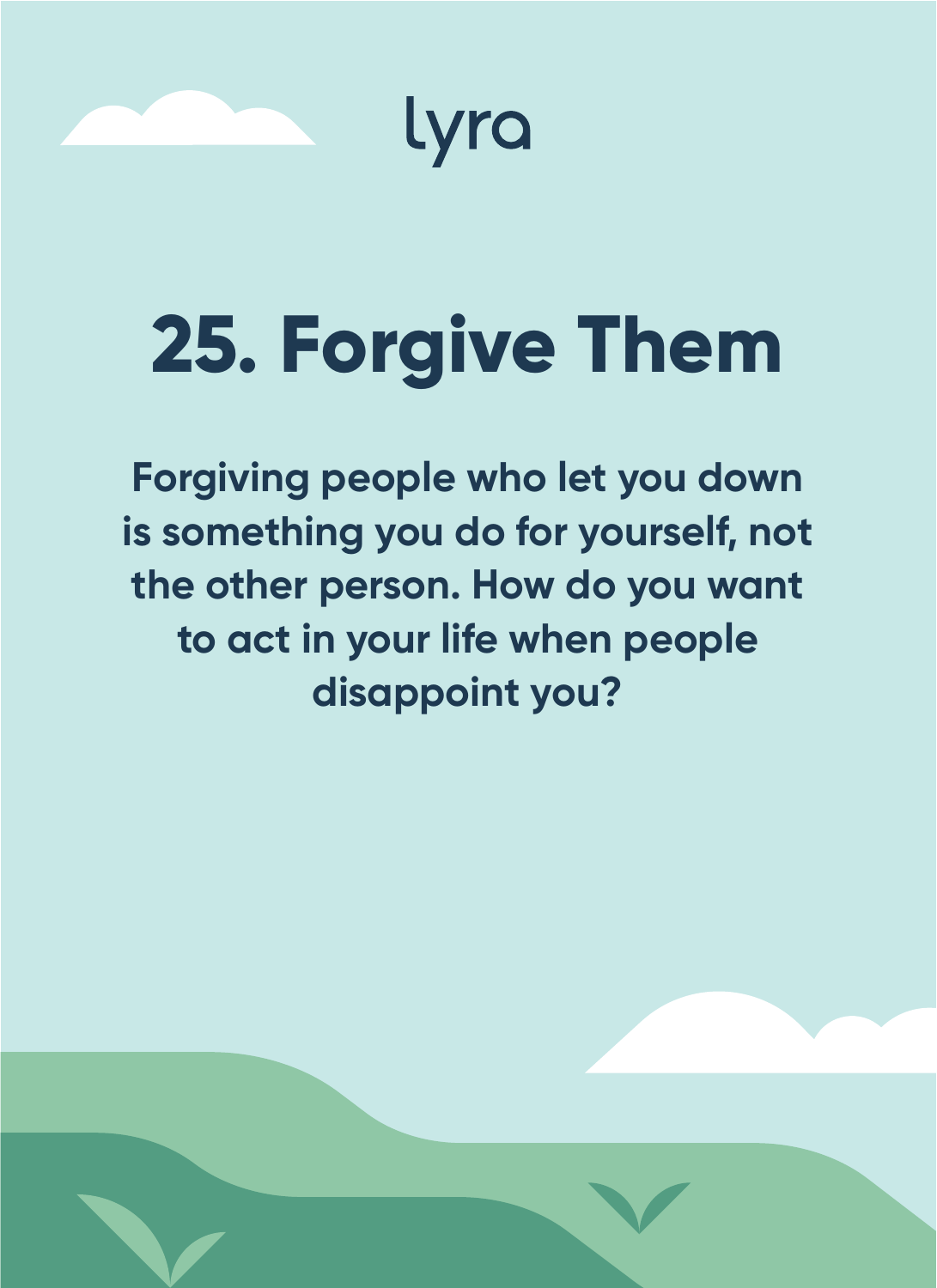lyra

# 25. Forgive Them

**Forgiving people who let you down is something you do for yourself, not the other person. How do you want to act in your life when people disappoint you?**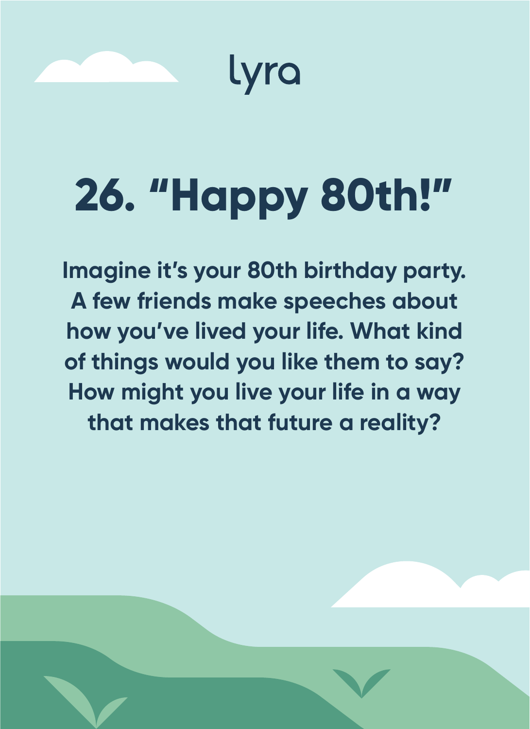lyra

# 26. "Happy 80th!"

Imagine it's your 80th birthday party. A few friends make speeches about how you've lived your life. What kind of things would you like them to say? How might you live your life in a way that makes that future a reality?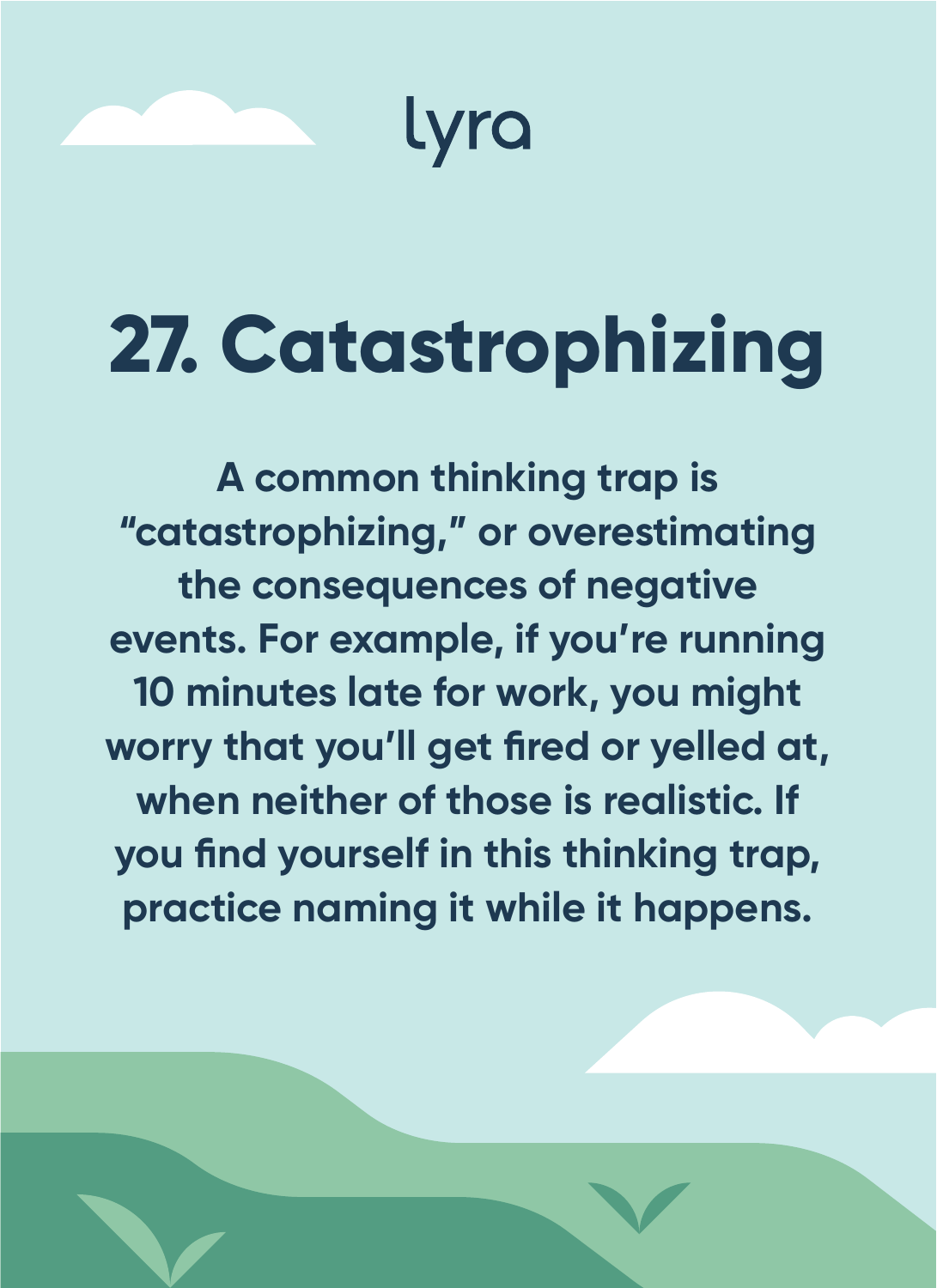lyra

# 27. Catastrophizing

A common thinking trap is "catastrophizing," or overestimating the consequences of negative events. For example, if you're running 10 minutes late for work, you might worry that you'll get fired or yelled at, when neither of those is realistic. If you find yourself in this thinking trap, practice naming it while it happens.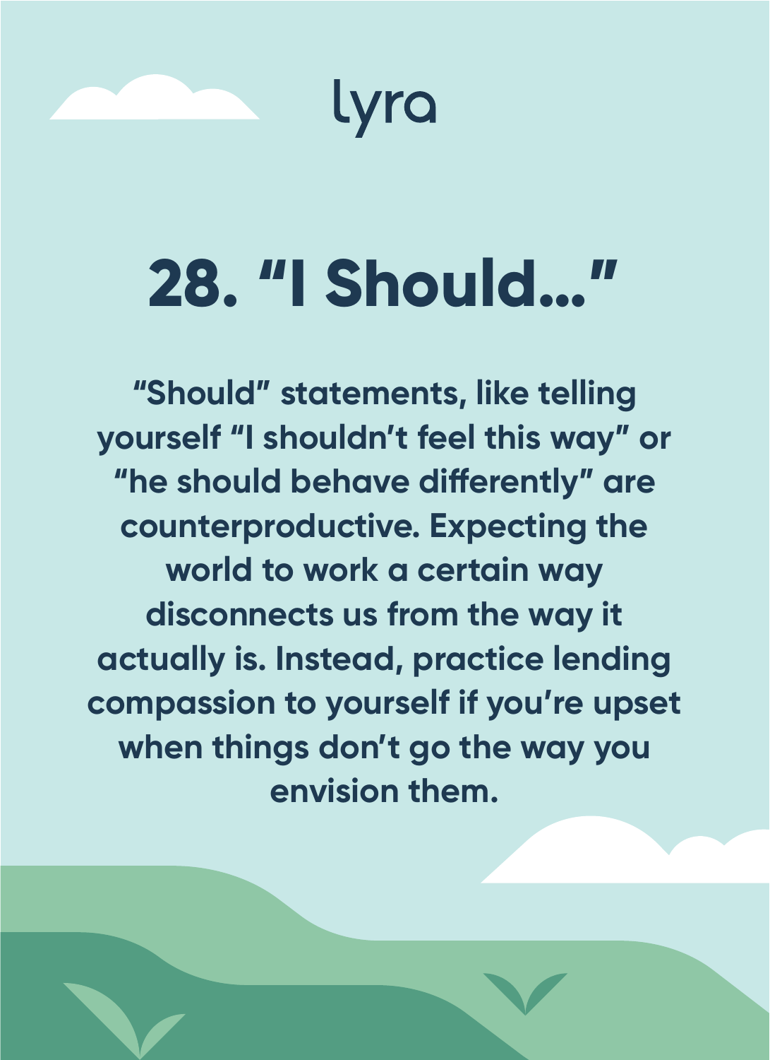lyra

# 28. "I Should..."

**"Should" statements, like telling yourself "I shouldn't feel this way" or "he should behave differently" are counterproductive. Expecting the world to work a certain way disconnects us from the way it actually is. Instead, practice lending compassion to yourself if you're upset when things don't go the way you envision them.**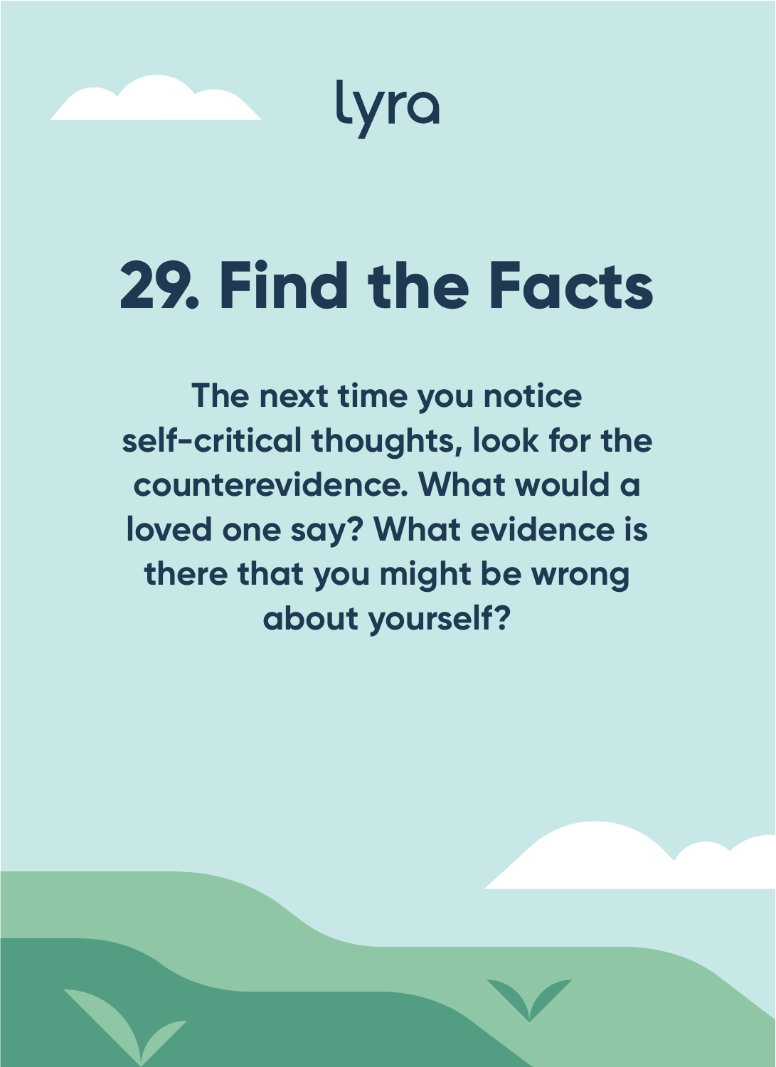lyra

# 29. Find the Facts

**The next time you notice self-critical thoughts, look for the counterevidence. What would a loved one say? What evidence is there that you might be wrong about yourself?**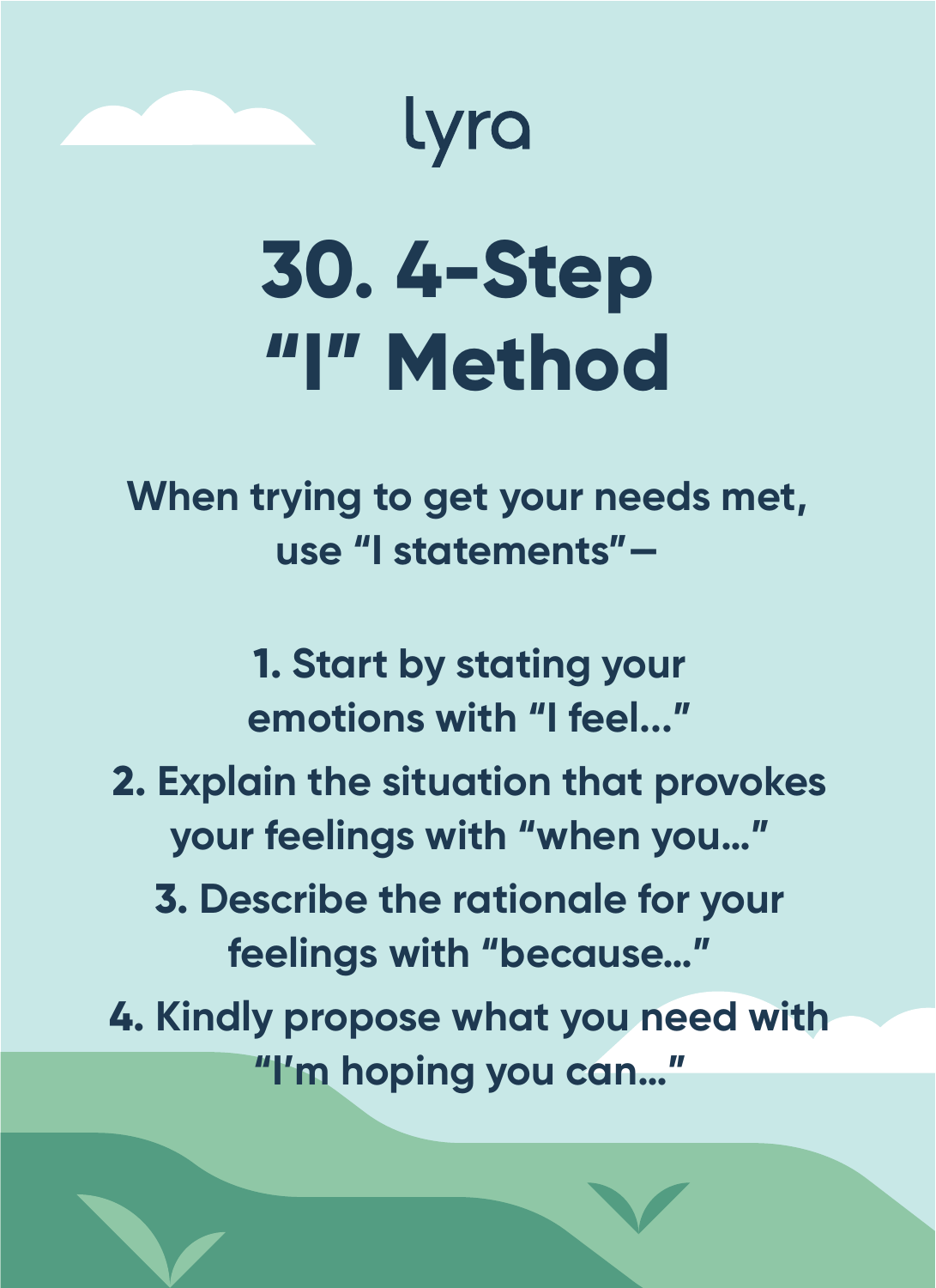lyra

# 30. 4-Step "I" Method

**When trying to get your needs met, use "I statements"—**

1. **Start by stating your emotions with "I feel..."**
2. **Explain the situation that provokes your feelings with "when you..."**
3. **Describe the rationale for your feelings with "because..."**
4. **Kindly propose what you need with "I'm hoping you can..."**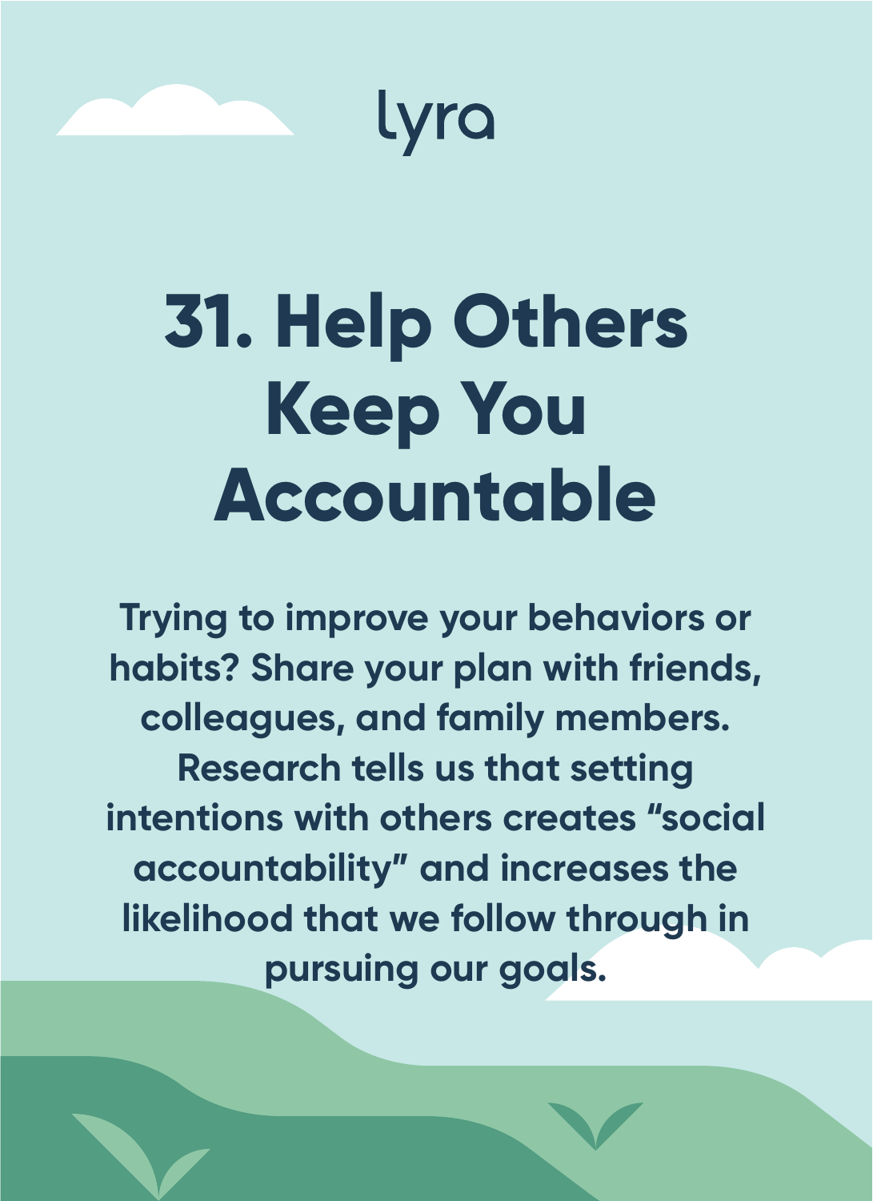lyra

# 31. Help Others Keep You Accountable

**Trying to improve your behaviors or habits? Share your plan with friends, colleagues, and family members. Research tells us that setting intentions with others creates "social accountability" and increases the likelihood that we follow through in pursuing our goals.**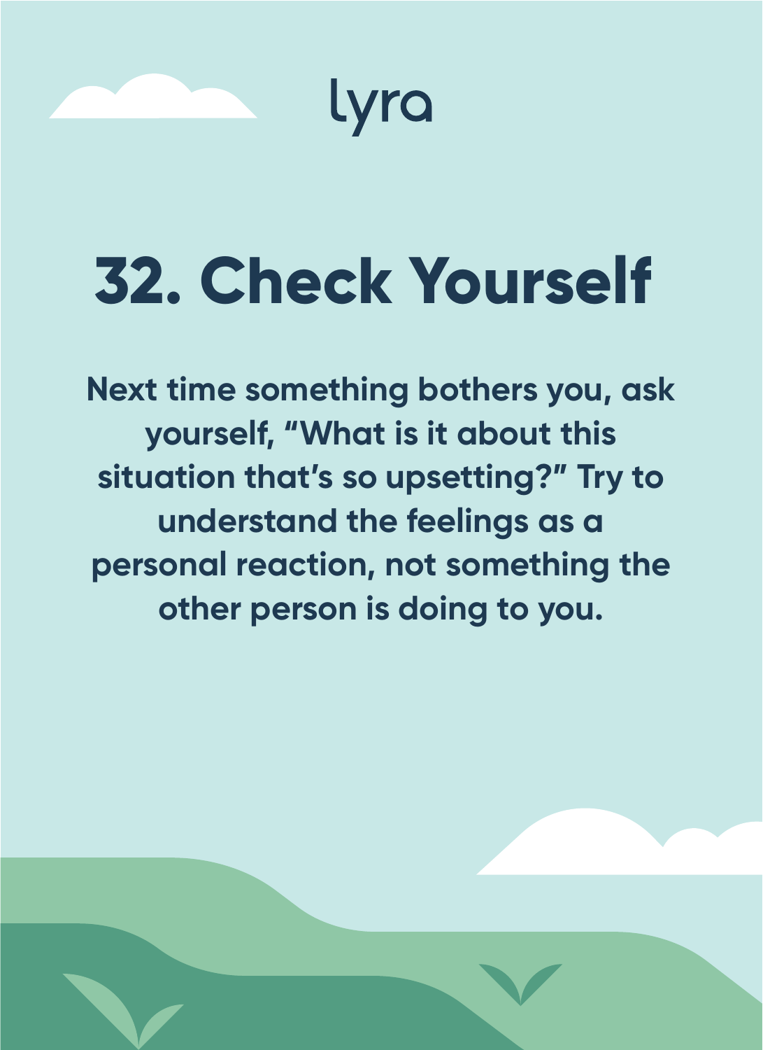lyra

# 32. Check Yourself

**Next time something bothers you, ask yourself, "What is it about this situation that's so upsetting?" Try to understand the feelings as a personal reaction, not something the other person is doing to you.**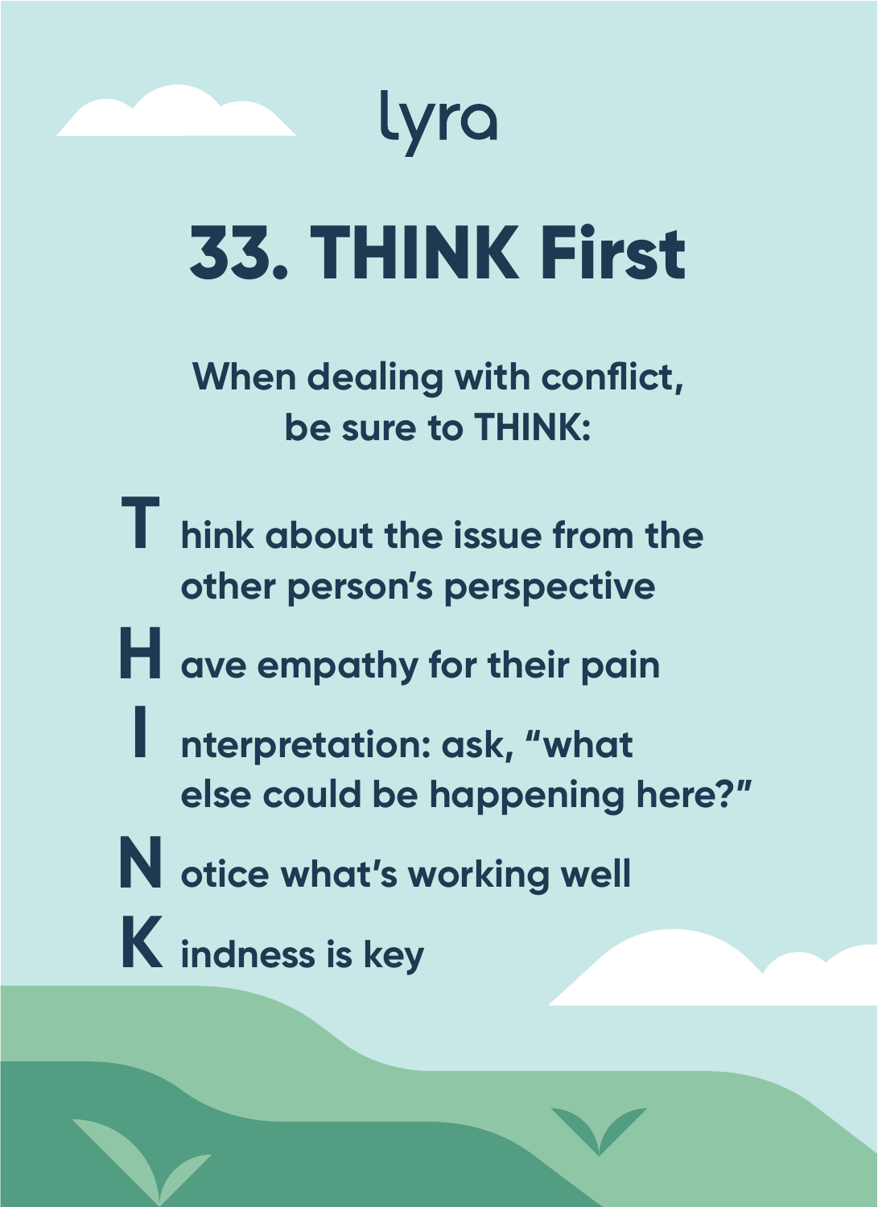lyra

# 33. THINK First

When dealing with conflict, be sure to THINK:

- **T** hink about the issue from the other person's perspective
- **H** ave empathy for their pain
- **I** nterpretation: ask, "what else could be happening here?"
- **N** otice what's working well
- **K** indness is key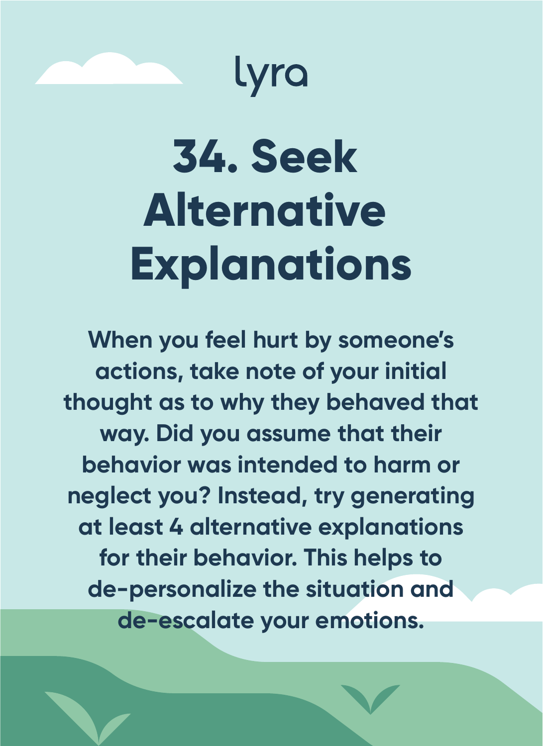lyra

# 34. Seek Alternative Explanations

When you feel hurt by someone's actions, take note of your initial thought as to why they behaved that way. Did you assume that their behavior was intended to harm or neglect you? Instead, try generating at least 4 alternative explanations for their behavior. This helps to de-personalize the situation and de-escalate your emotions.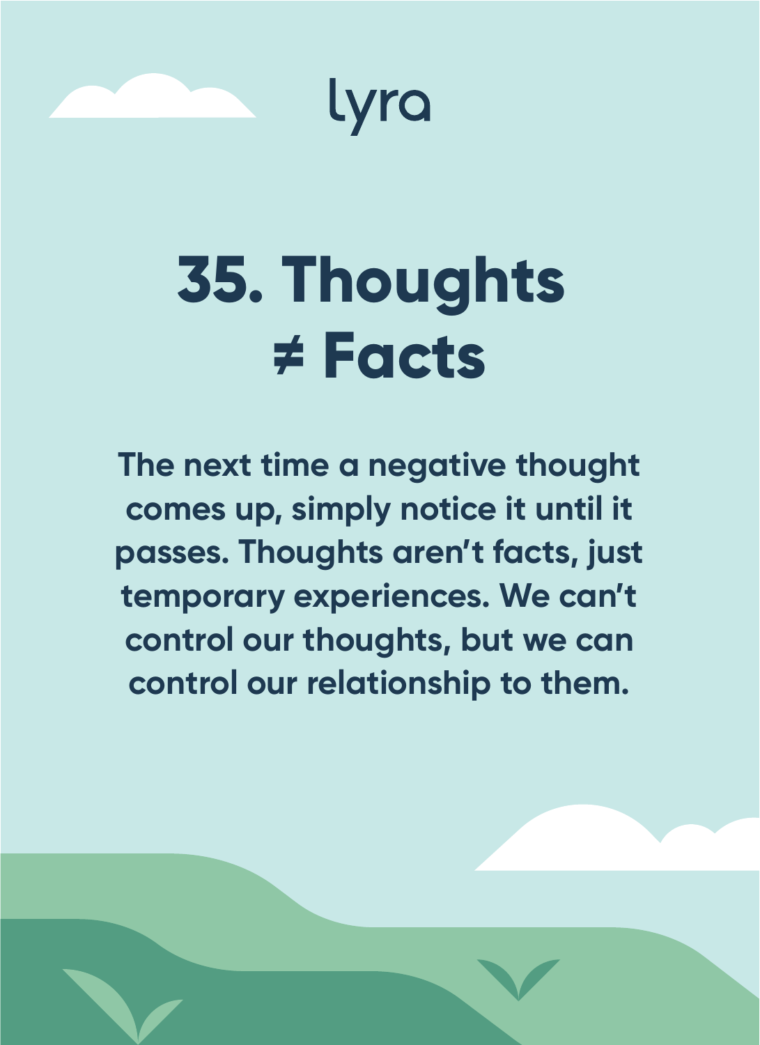lyra

# 35. Thoughts ≠ Facts

**The next time a negative thought comes up, simply notice it until it passes. Thoughts aren't facts, just temporary experiences. We can't control our thoughts, but we can control our relationship to them.**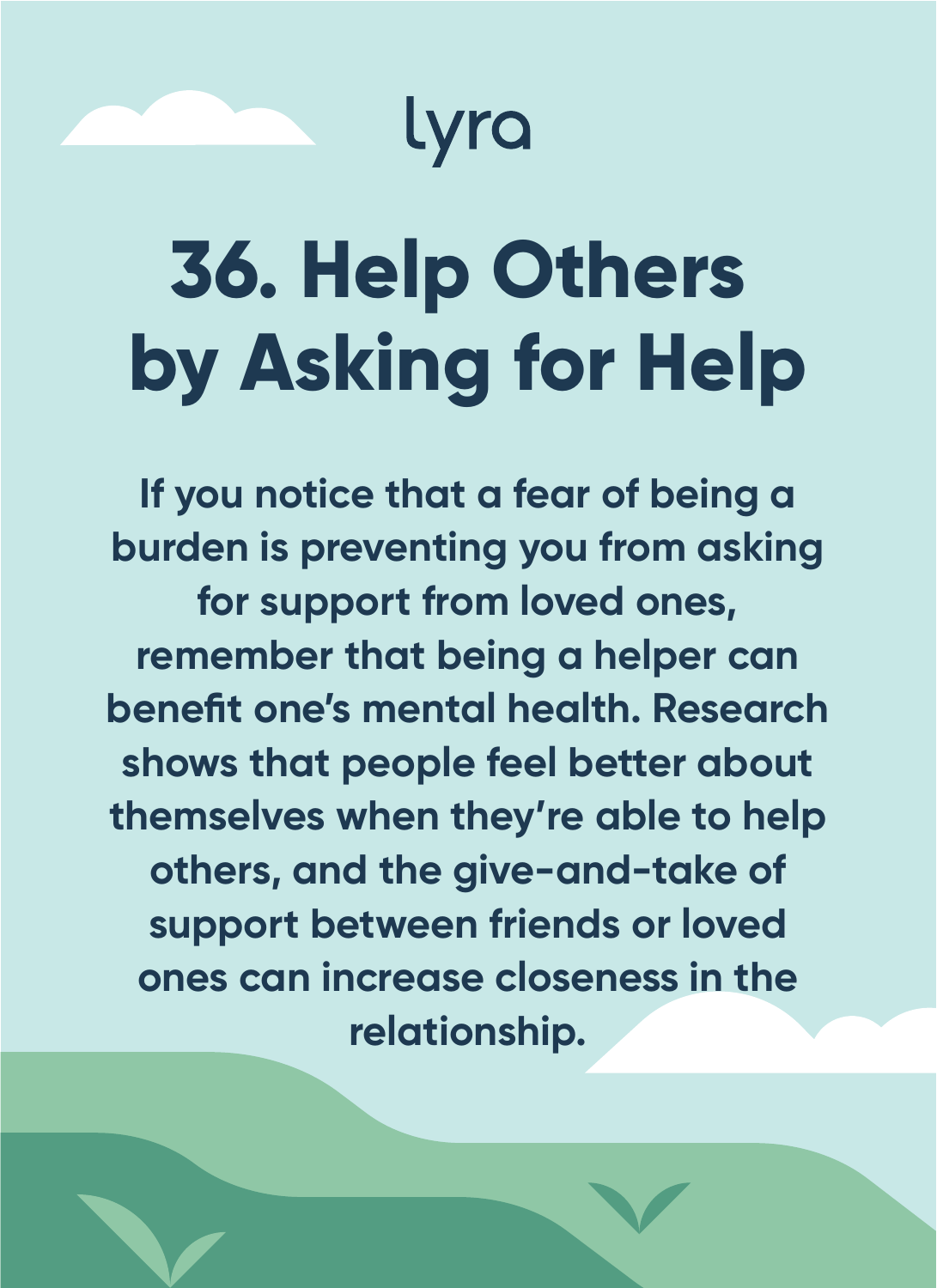lyra

# 36. Help Others by Asking for Help

**If you notice that a fear of being a burden is preventing you from asking for support from loved ones, remember that being a helper can benefit one's mental health. Research shows that people feel better about themselves when they're able to help others, and the give-and-take of support between friends or loved ones can increase closeness in the relationship.**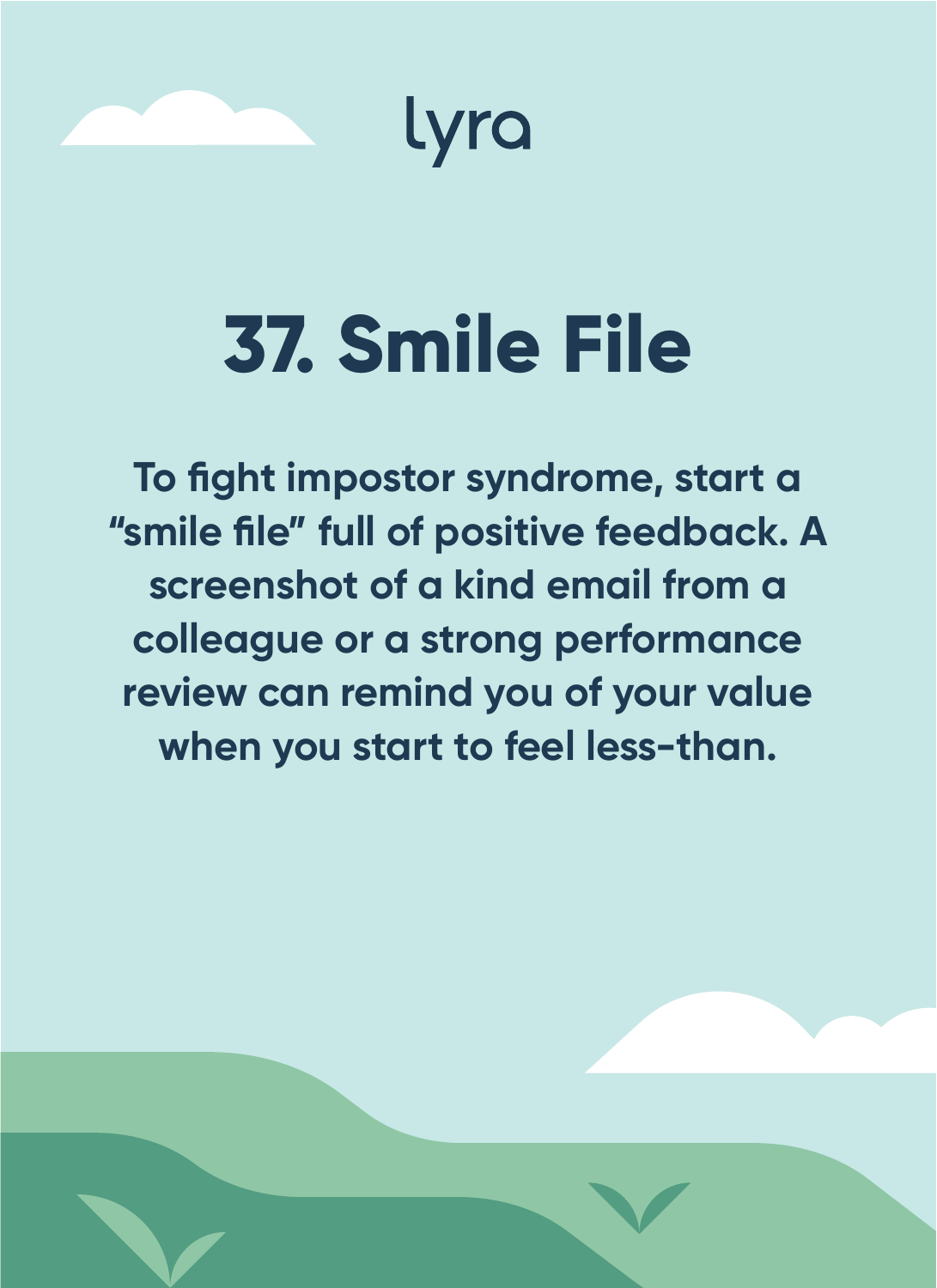lyra

# 37. Smile File

To fight impostor syndrome, start a "smile file" full of positive feedback. A screenshot of a kind email from a colleague or a strong performance review can remind you of your value when you start to feel less-than.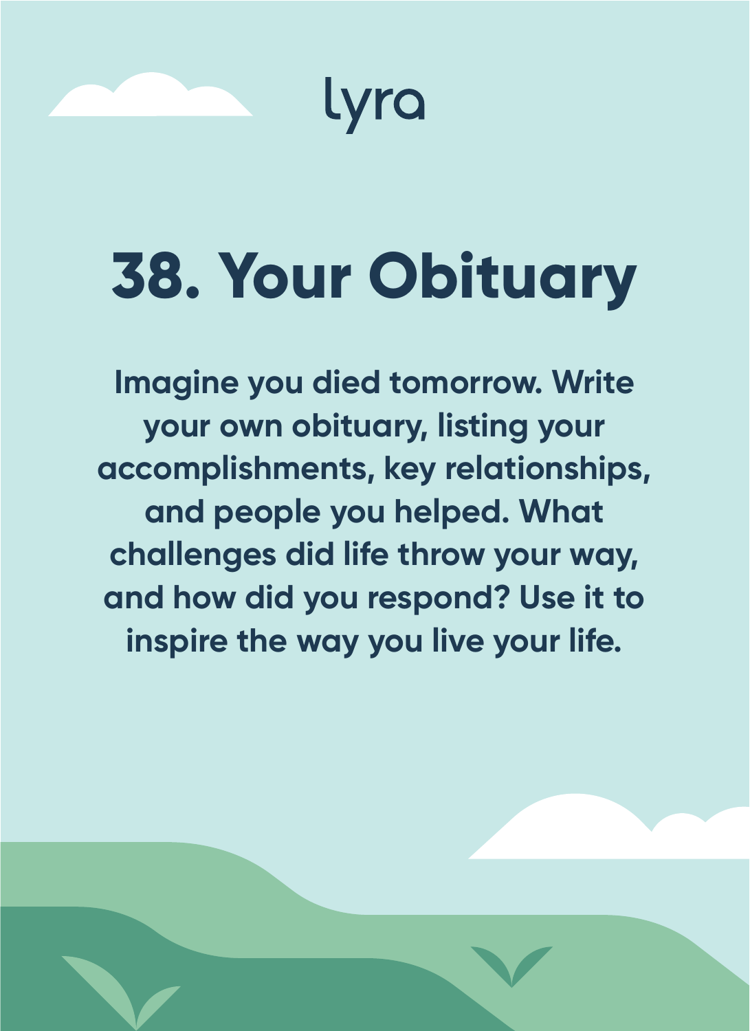lyra

# 38. Your Obituary

Imagine you died tomorrow. Write your own obituary, listing your accomplishments, key relationships, and people you helped. What challenges did life throw your way, and how did you respond? Use it to inspire the way you live your life.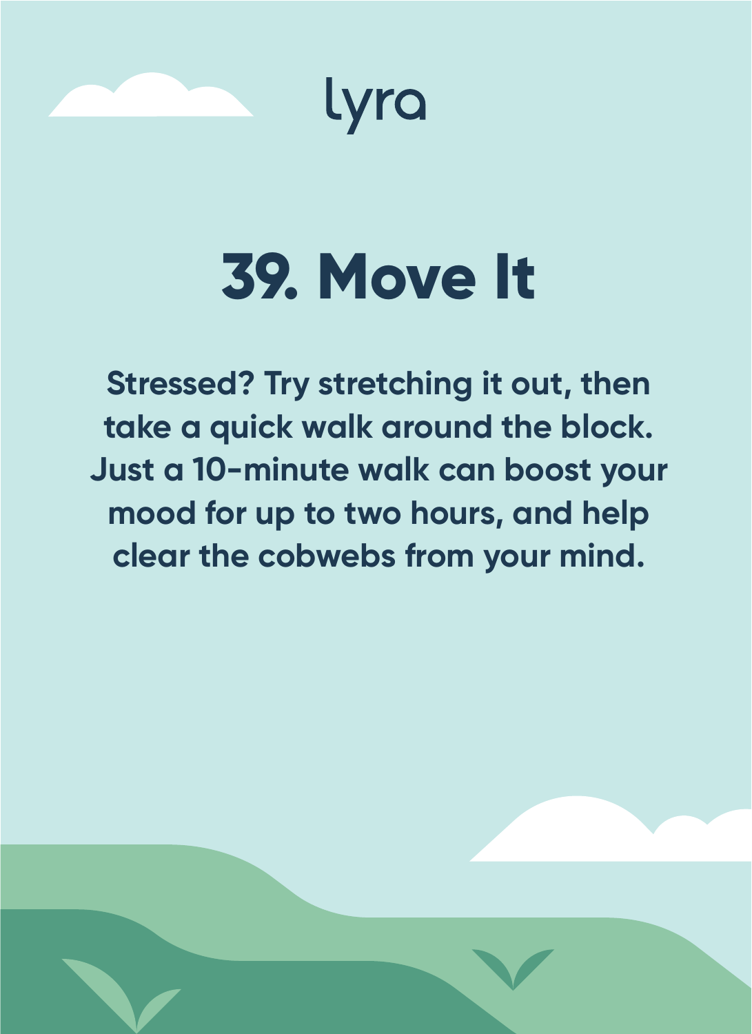lyra

# 39. Move It

**Stressed? Try stretching it out, then take a quick walk around the block. Just a 10-minute walk can boost your mood for up to two hours, and help clear the cobwebs from your mind.**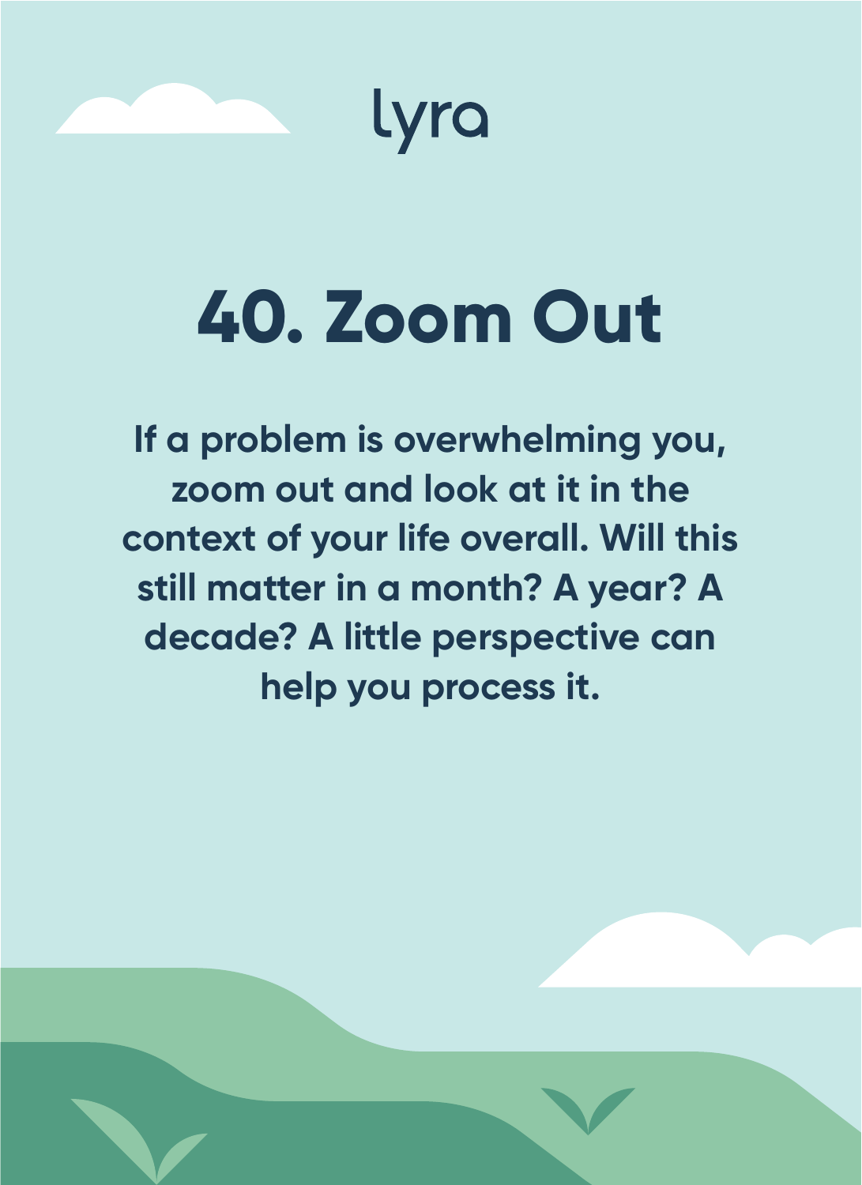lyra

# 40. Zoom Out

**If a problem is overwhelming you, zoom out and look at it in the context of your life overall. Will this still matter in a month? A year? A decade? A little perspective can help you process it.**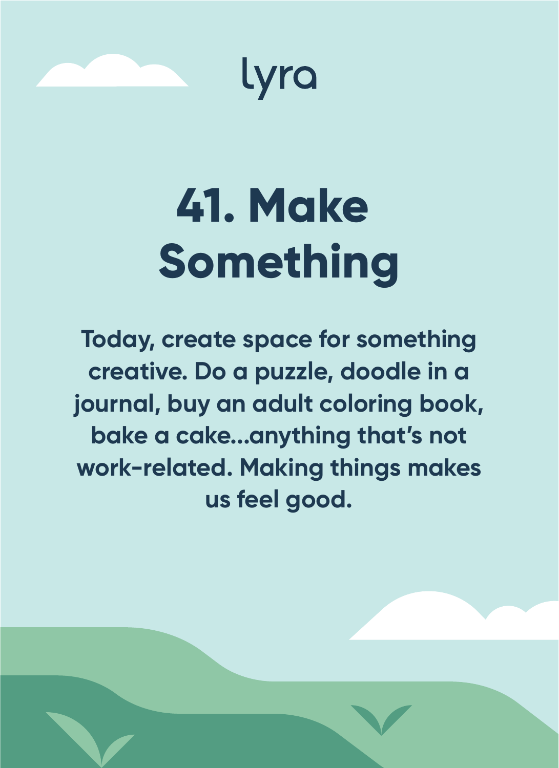lyra

# 41. Make Something

Today, create space for something creative. Do a puzzle, doodle in a journal, buy an adult coloring book, bake a cake...anything that's not work-related. Making things makes us feel good.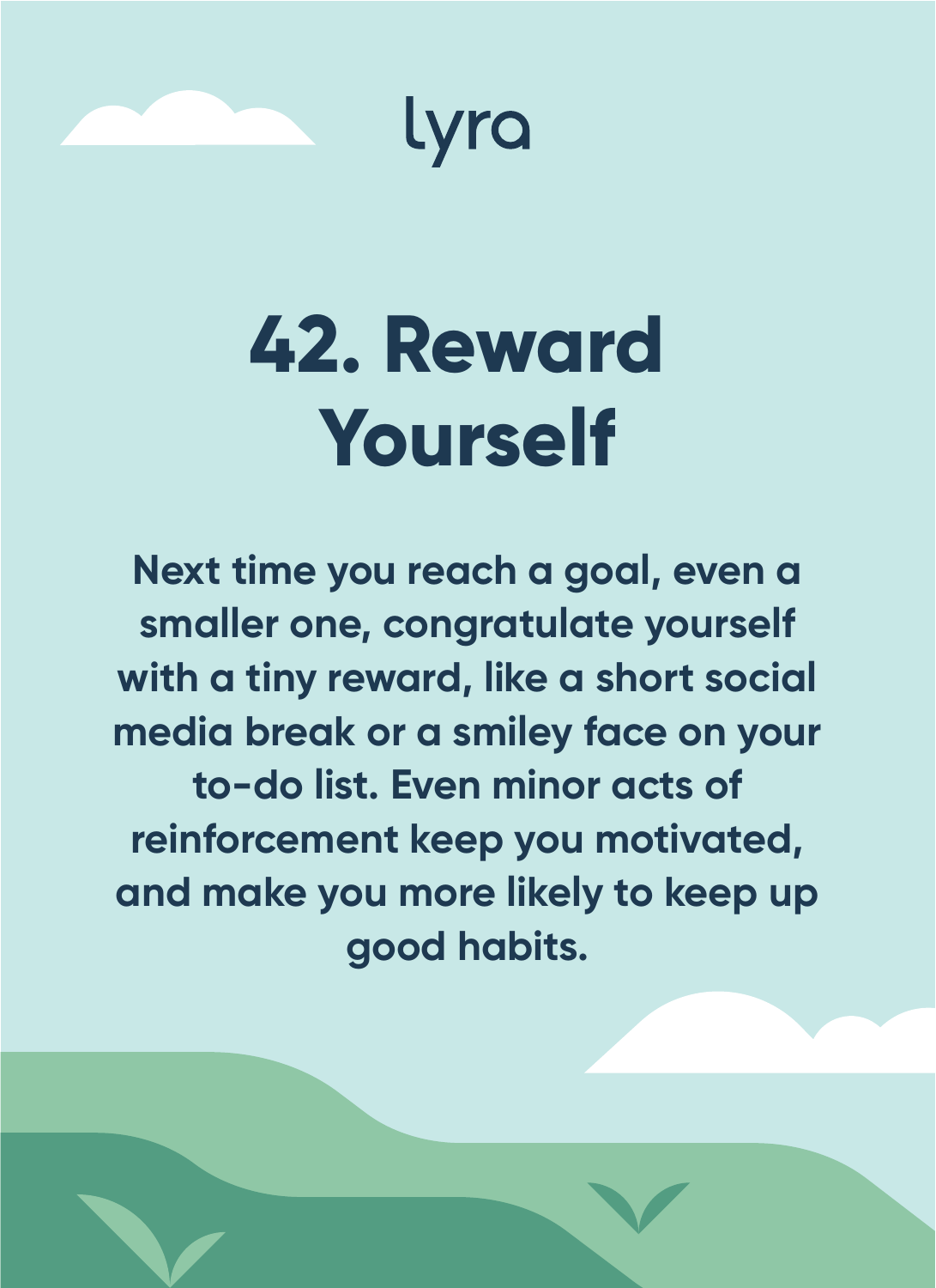lyra

# 42. Reward Yourself

Next time you reach a goal, even a smaller one, congratulate yourself with a tiny reward, like a short social media break or a smiley face on your to-do list. Even minor acts of reinforcement keep you motivated, and make you more likely to keep up good habits.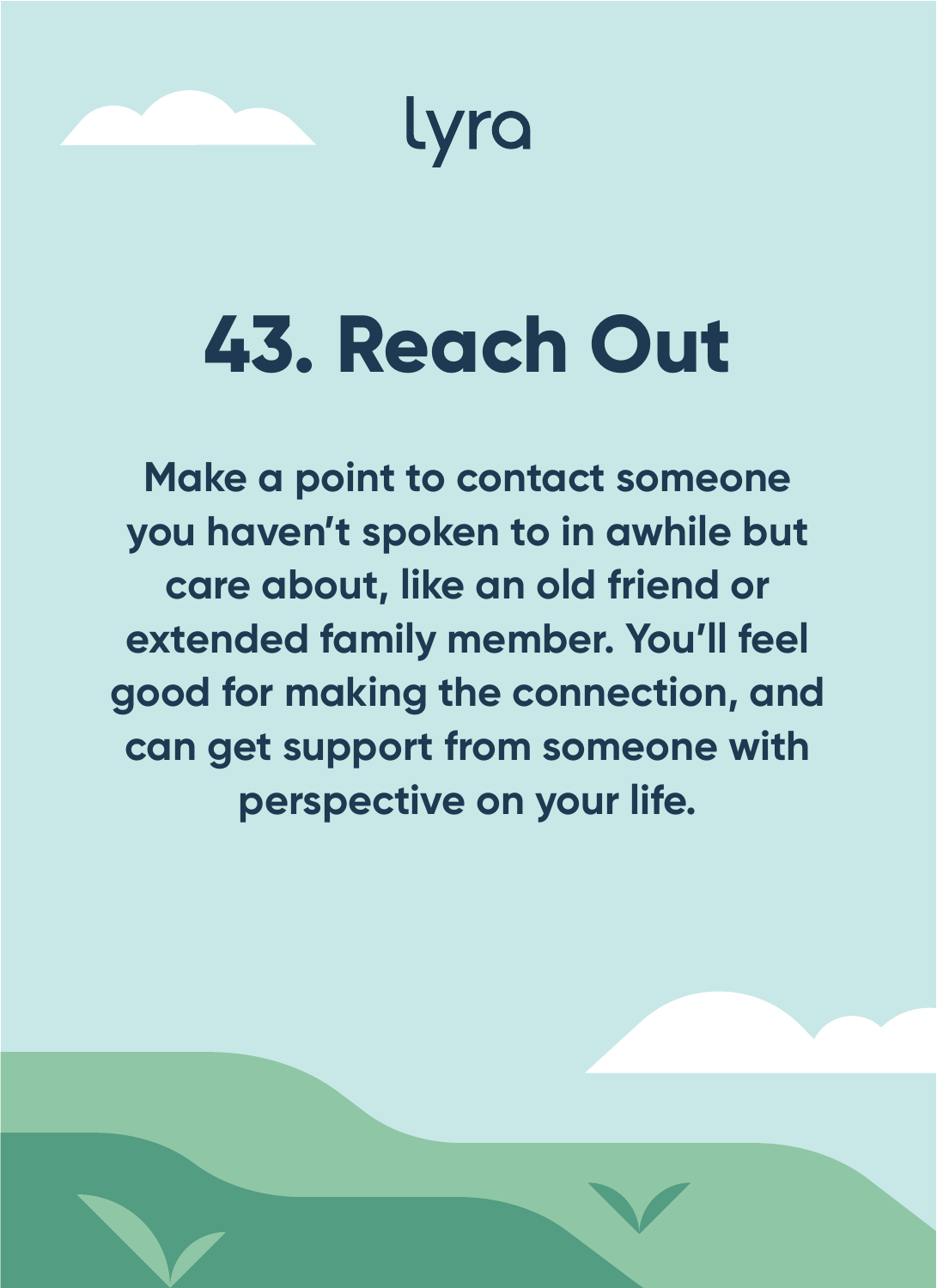lyra

# 43. Reach Out

Make a point to contact someone you haven't spoken to in awhile but care about, like an old friend or extended family member. You'll feel good for making the connection, and can get support from someone with perspective on your life.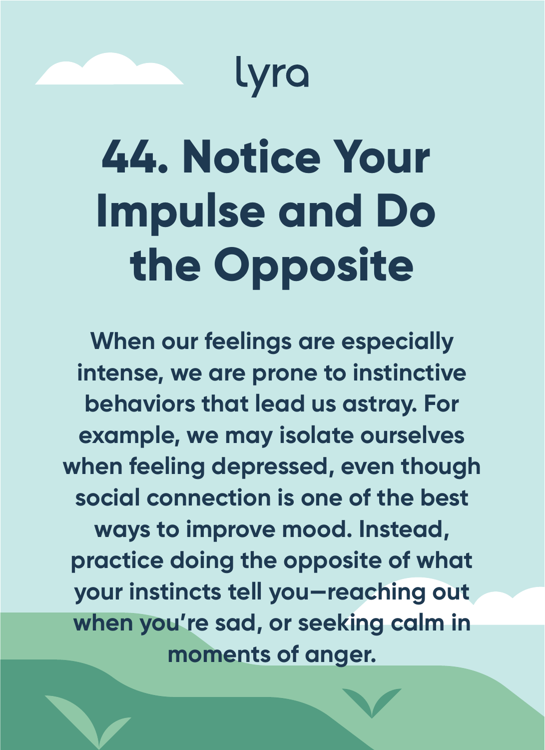lyra

# 44. Notice Your Impulse and Do the Opposite

When our feelings are especially intense, we are prone to instinctive behaviors that lead us astray. For example, we may isolate ourselves when feeling depressed, even though social connection is one of the best ways to improve mood. Instead, practice doing the opposite of what your instincts tell you—reaching out when you're sad, or seeking calm in moments of anger.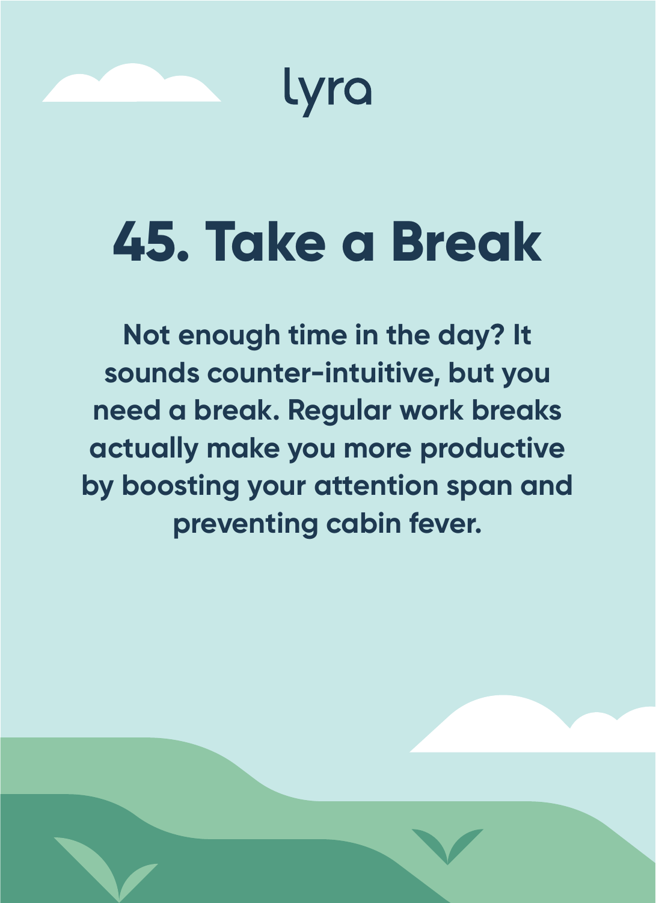lyra

# 45. Take a Break

**Not enough time in the day? It sounds counter-intuitive, but you need a break. Regular work breaks actually make you more productive by boosting your attention span and preventing cabin fever.**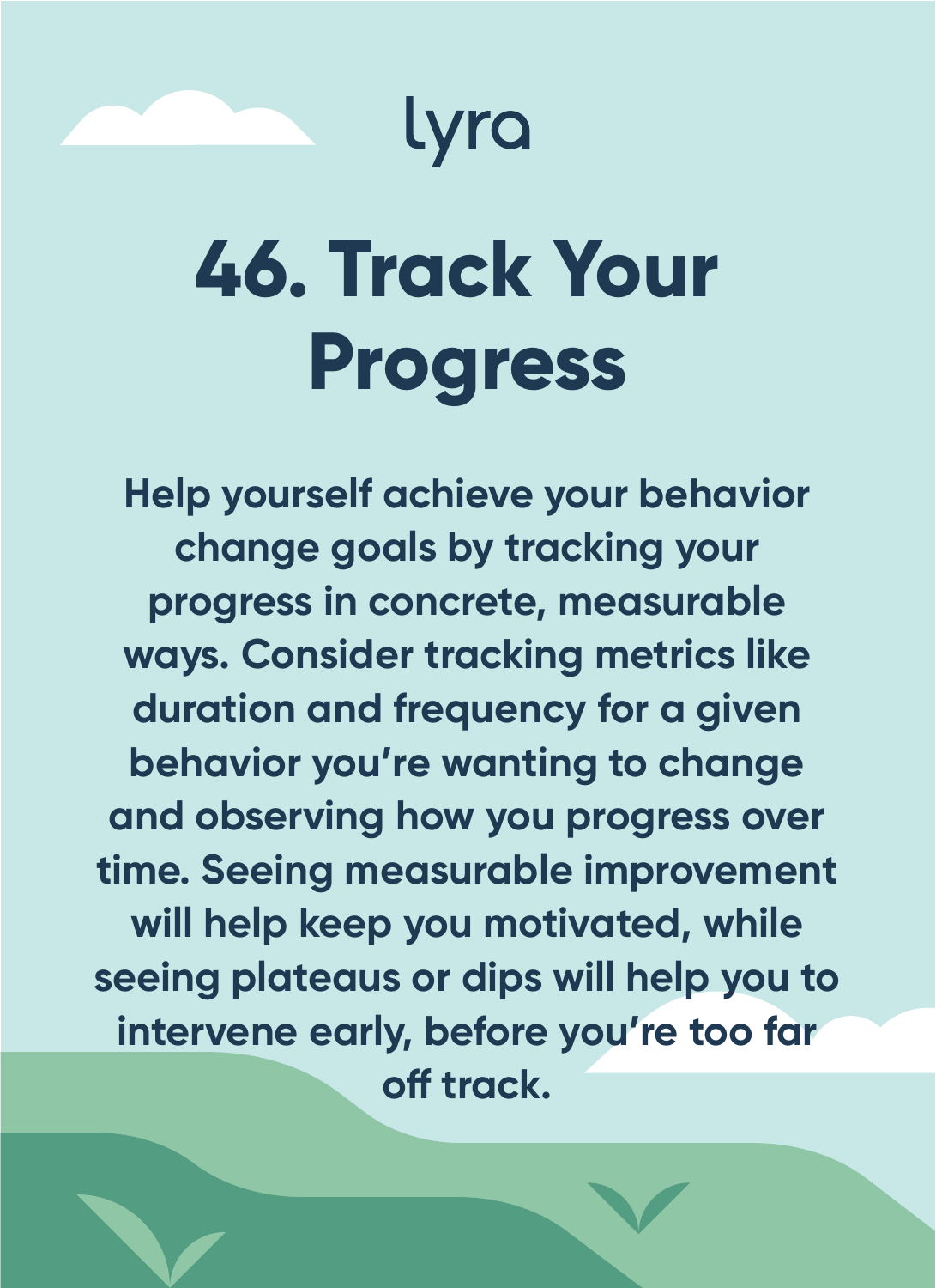lyra

# 46. Track Your Progress

Help yourself achieve your behavior change goals by tracking your progress in concrete, measurable ways. Consider tracking metrics like duration and frequency for a given behavior you're wanting to change and observing how you progress over time. Seeing measurable improvement will help keep you motivated, while seeing plateaus or dips will help you to intervene early, before you're too far off track.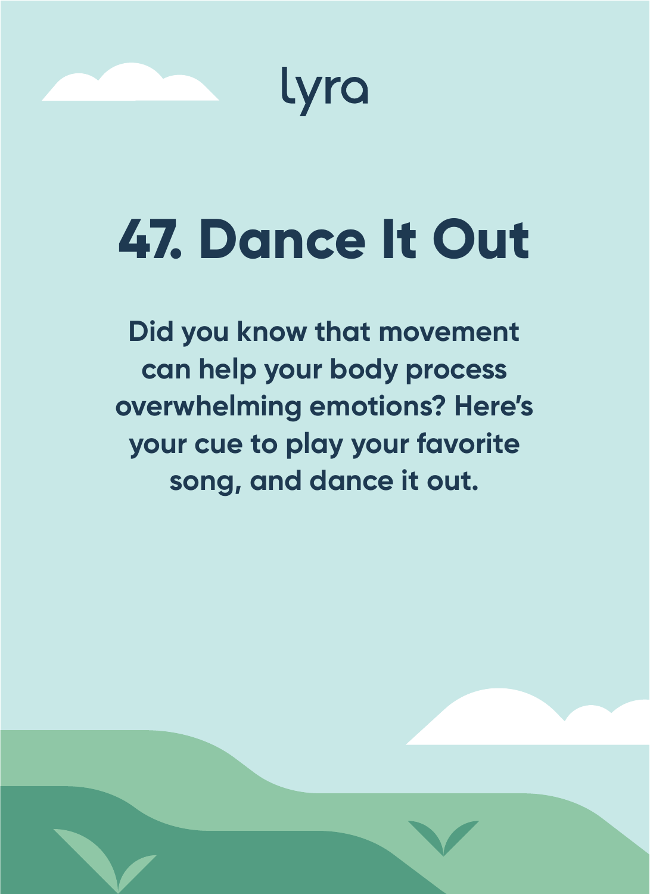lyra

# 47. Dance It Out

**Did you know that movement can help your body process overwhelming emotions? Here's your cue to play your favorite song, and dance it out.**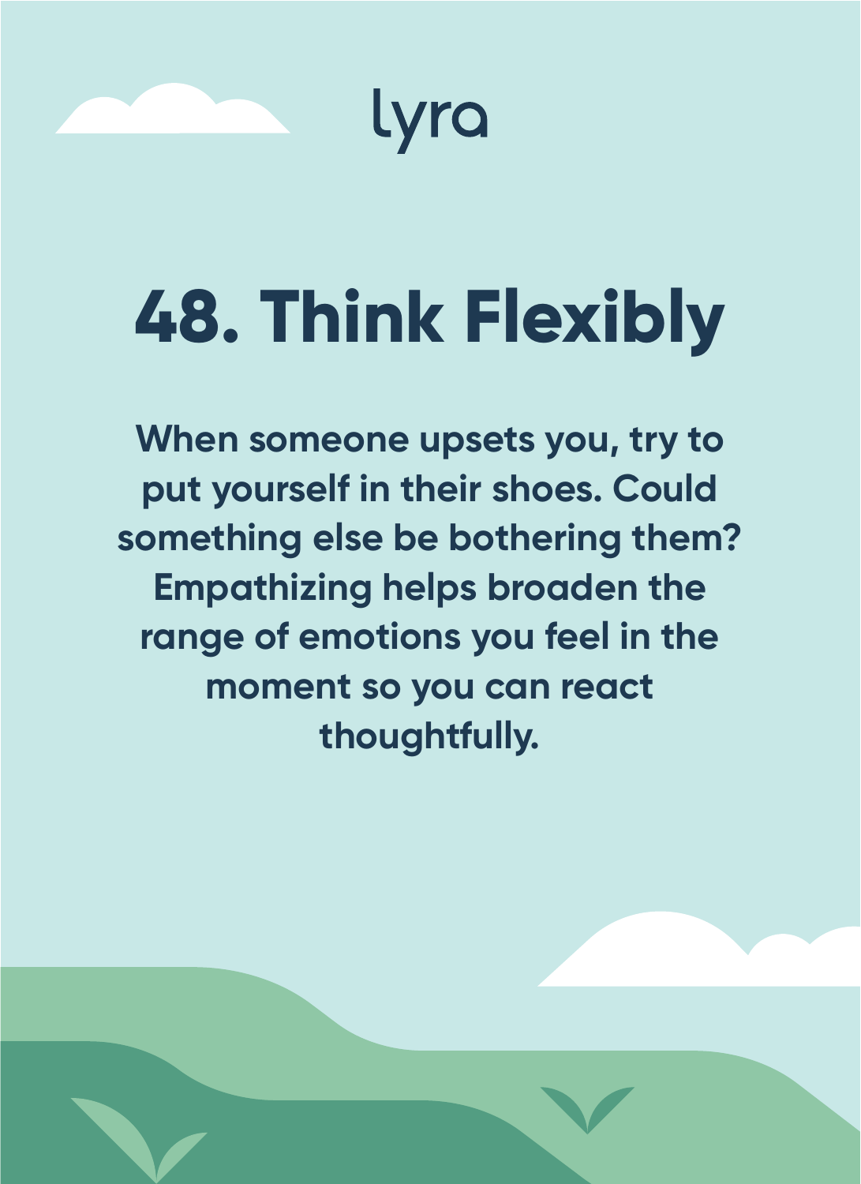lyra

# 48. Think Flexibly

**When someone upsets you, try to put yourself in their shoes. Could something else be bothering them? Empathizing helps broaden the range of emotions you feel in the moment so you can react thoughtfully.**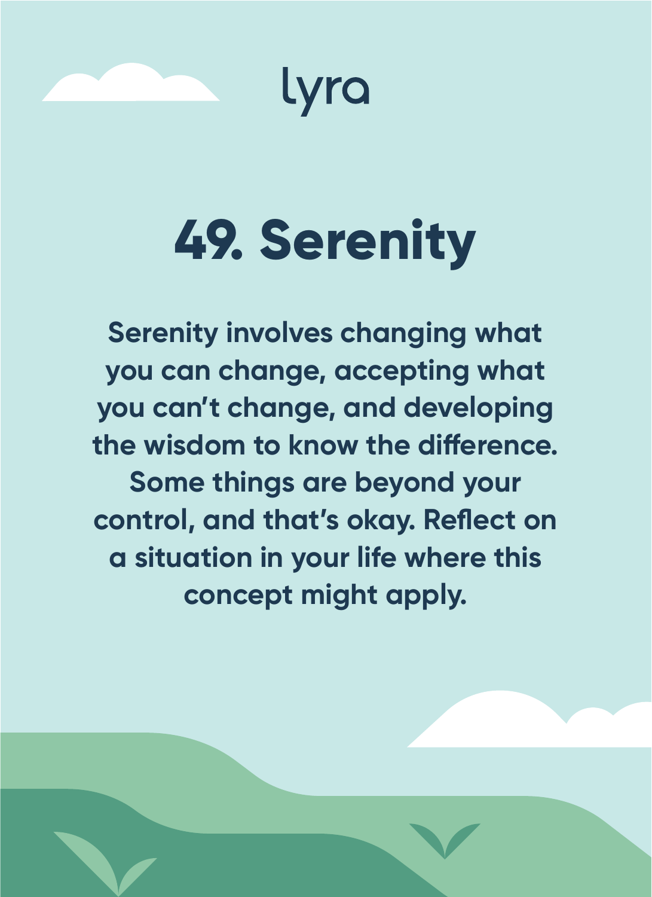lyra

# 49. Serenity

Serenity involves changing what you can change, accepting what you can't change, and developing the wisdom to know the difference. Some things are beyond your control, and that's okay. Reflect on a situation in your life where this concept might apply.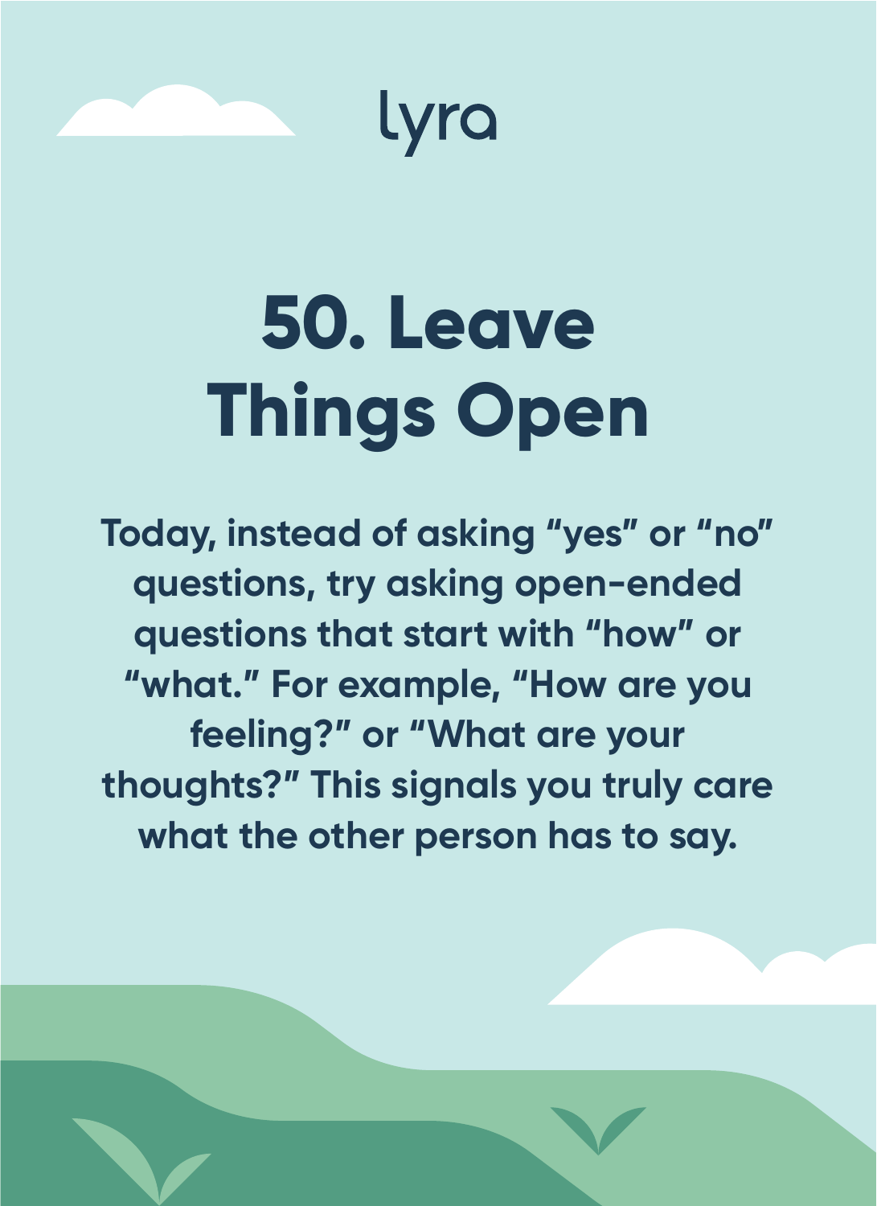lyra

# 50. Leave Things Open

**Today, instead of asking "yes" or "no" questions, try asking open-ended questions that start with "how" or "what." For example, "How are you feeling?" or "What are your thoughts?" This signals you truly care what the other person has to say.**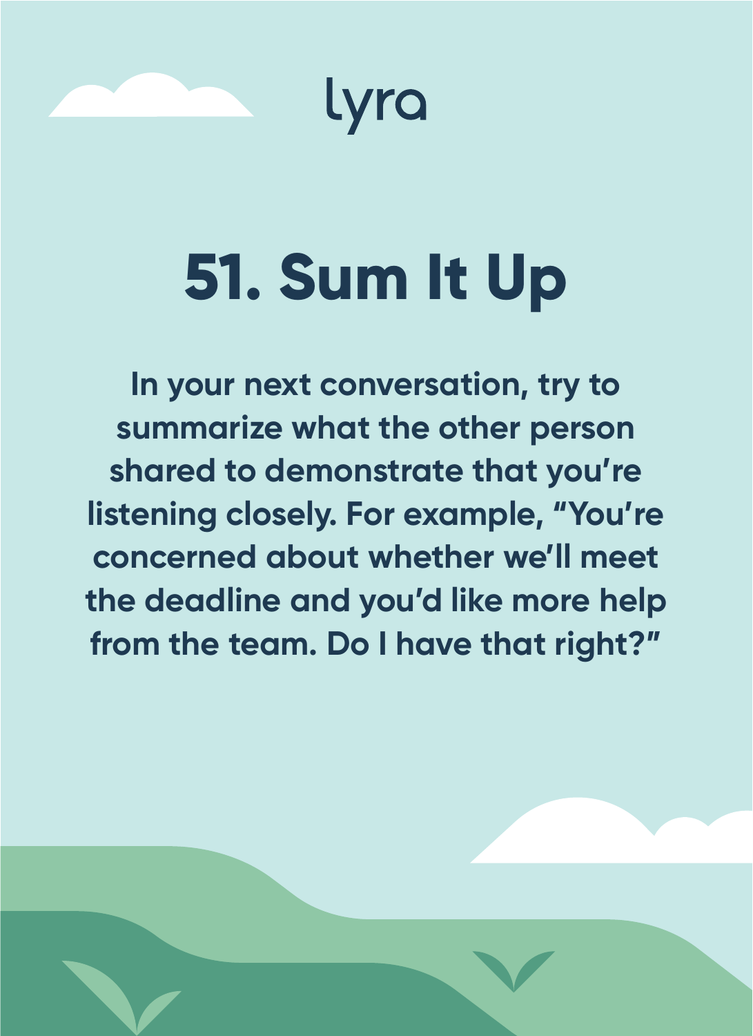lyra

# 51. Sum It Up

**In your next conversation, try to summarize what the other person shared to demonstrate that you're listening closely. For example, "You're concerned about whether we'll meet the deadline and you'd like more help from the team. Do I have that right?"**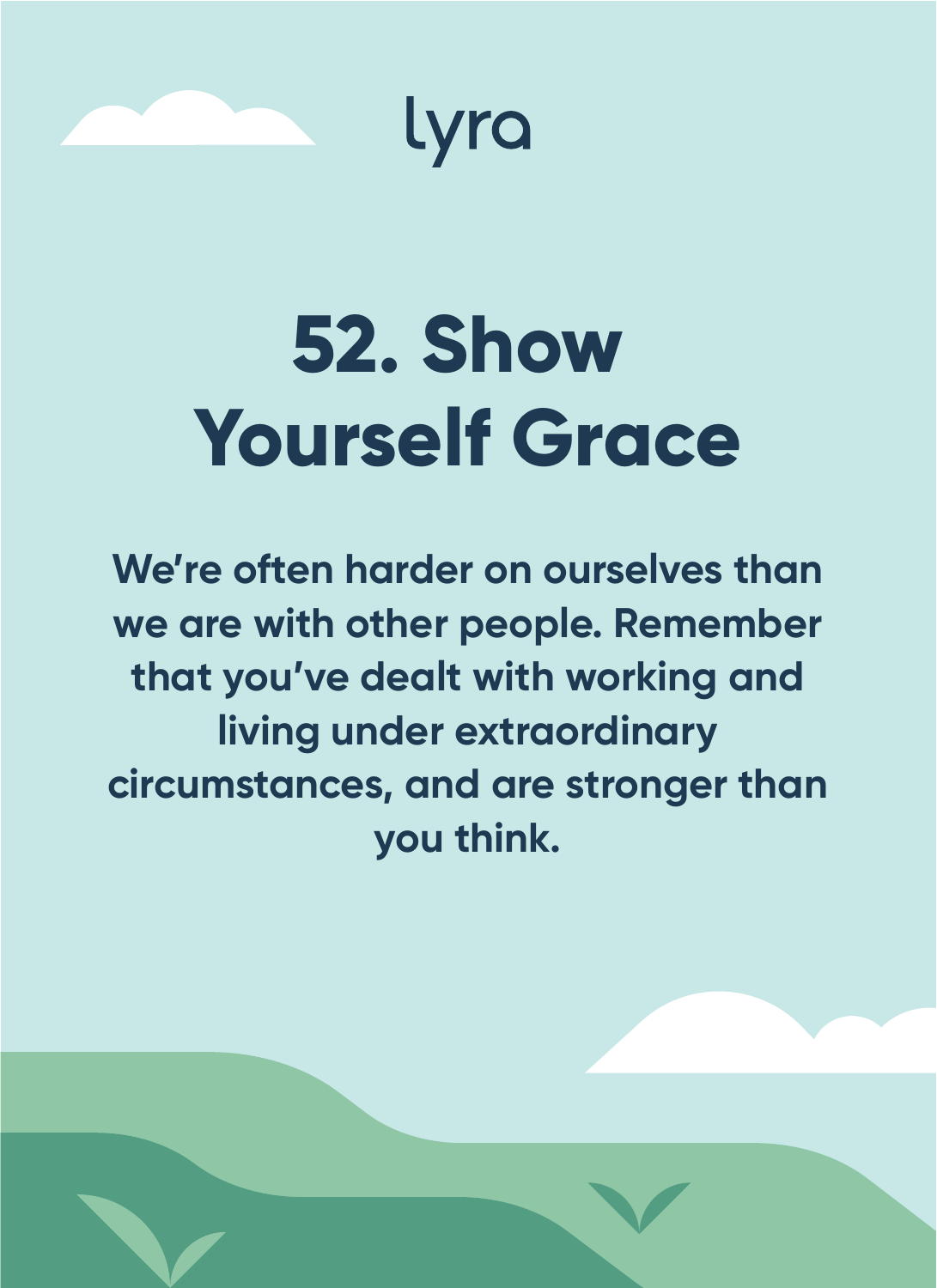lyra

# 52. Show Yourself Grace

We're often harder on ourselves than we are with other people. Remember that you've dealt with working and living under extraordinary circumstances, and are stronger than you think.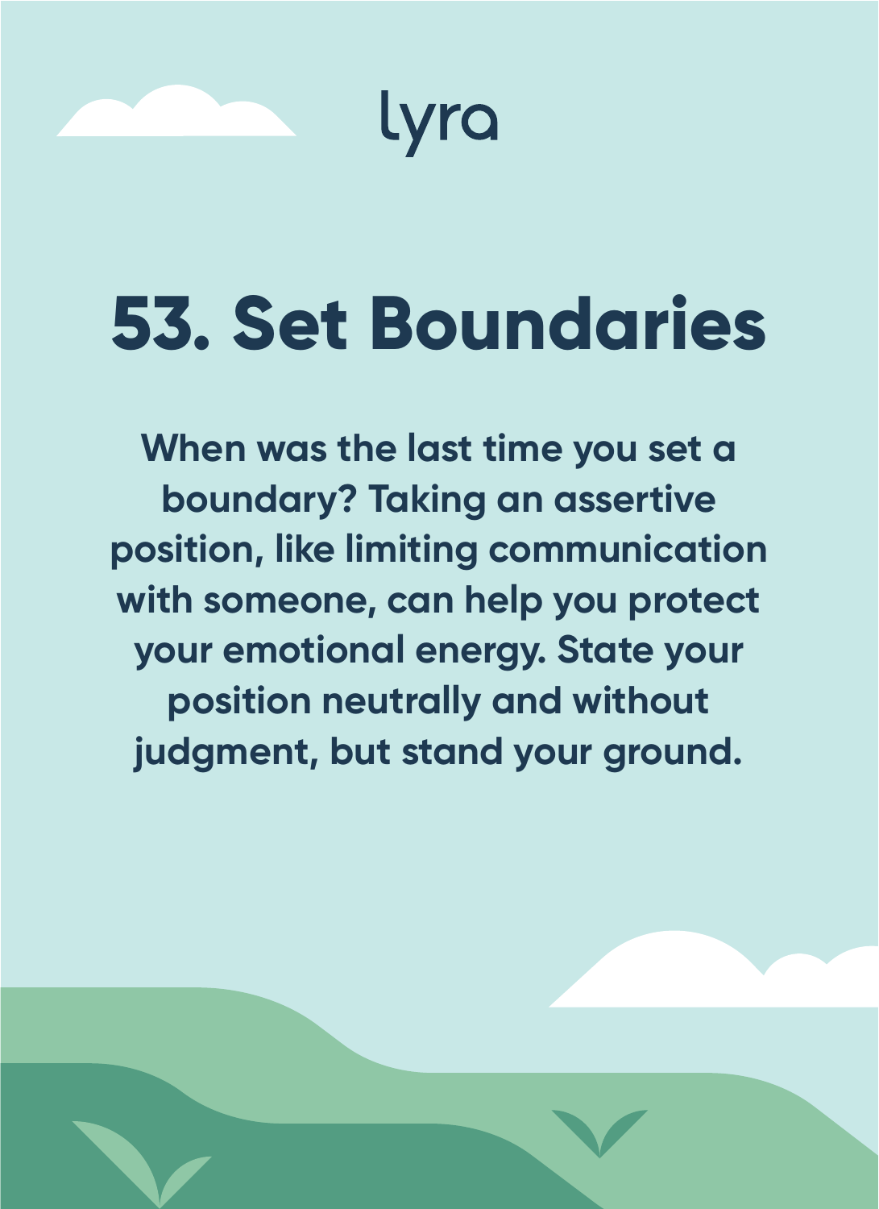lyra

# 53. Set Boundaries

**When was the last time you set a boundary? Taking an assertive position, like limiting communication with someone, can help you protect your emotional energy. State your position neutrally and without judgment, but stand your ground.**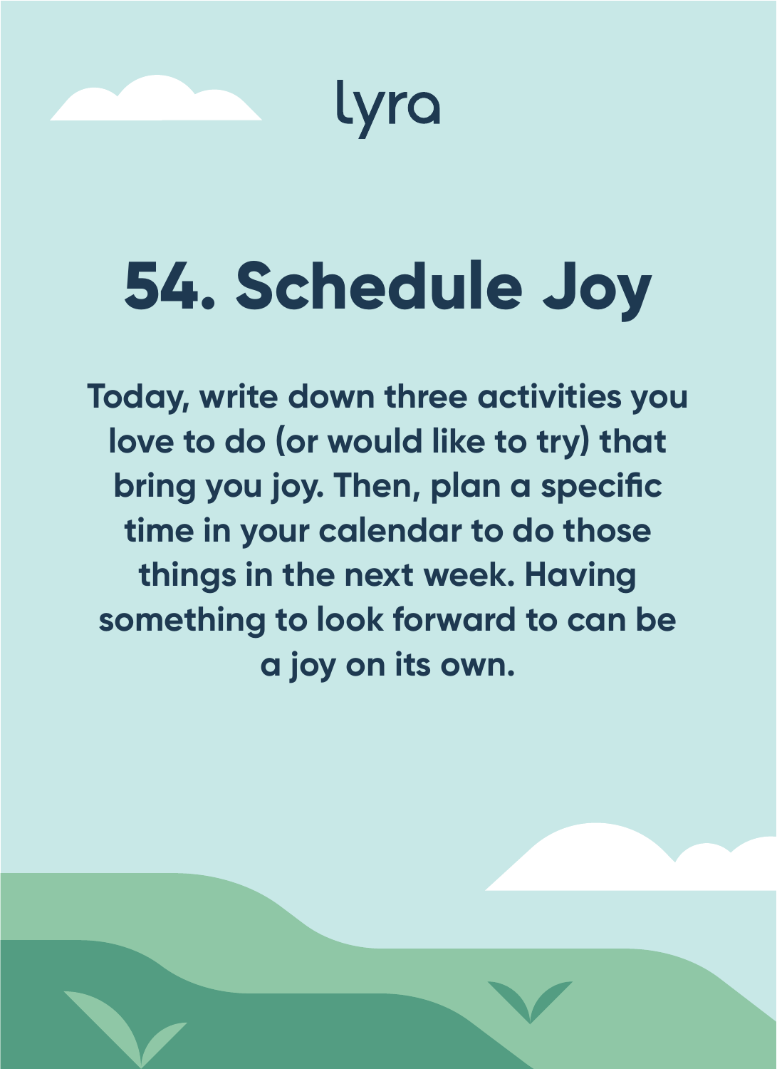lyra

# 54. Schedule Joy

**Today, write down three activities you love to do (or would like to try) that bring you joy. Then, plan a specific time in your calendar to do those things in the next week. Having something to look forward to can be a joy on its own.**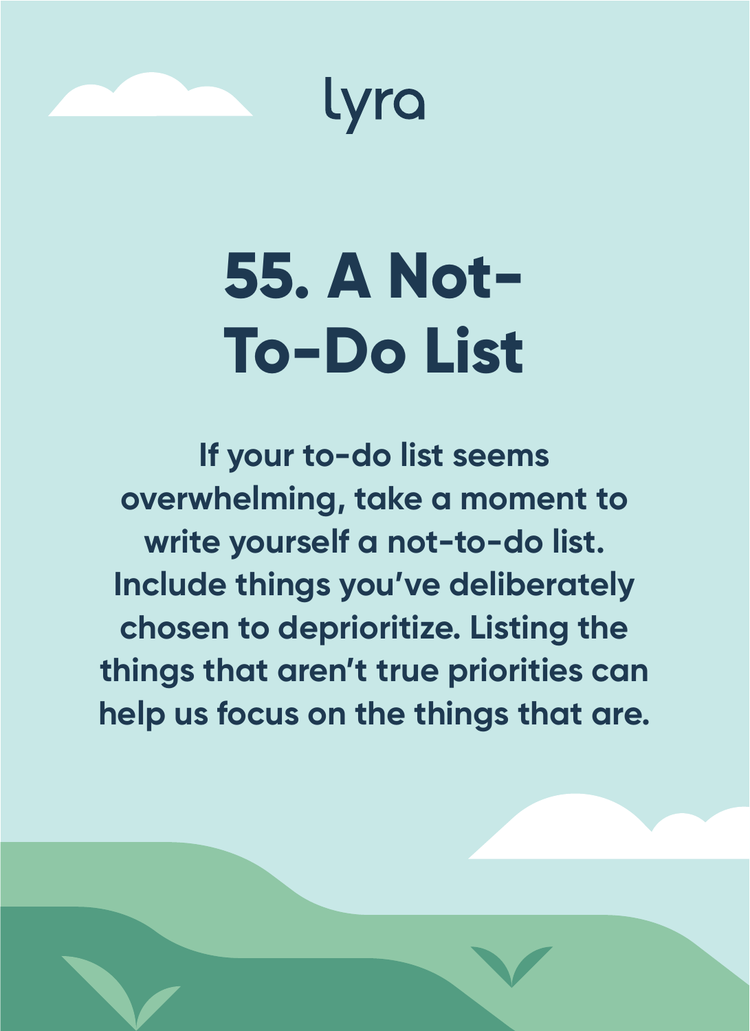lyra

# 55. A Not-To-Do List

If your to-do list seems overwhelming, take a moment to write yourself a not-to-do list. Include things you've deliberately chosen to deprioritize. Listing the things that aren't true priorities can help us focus on the things that are.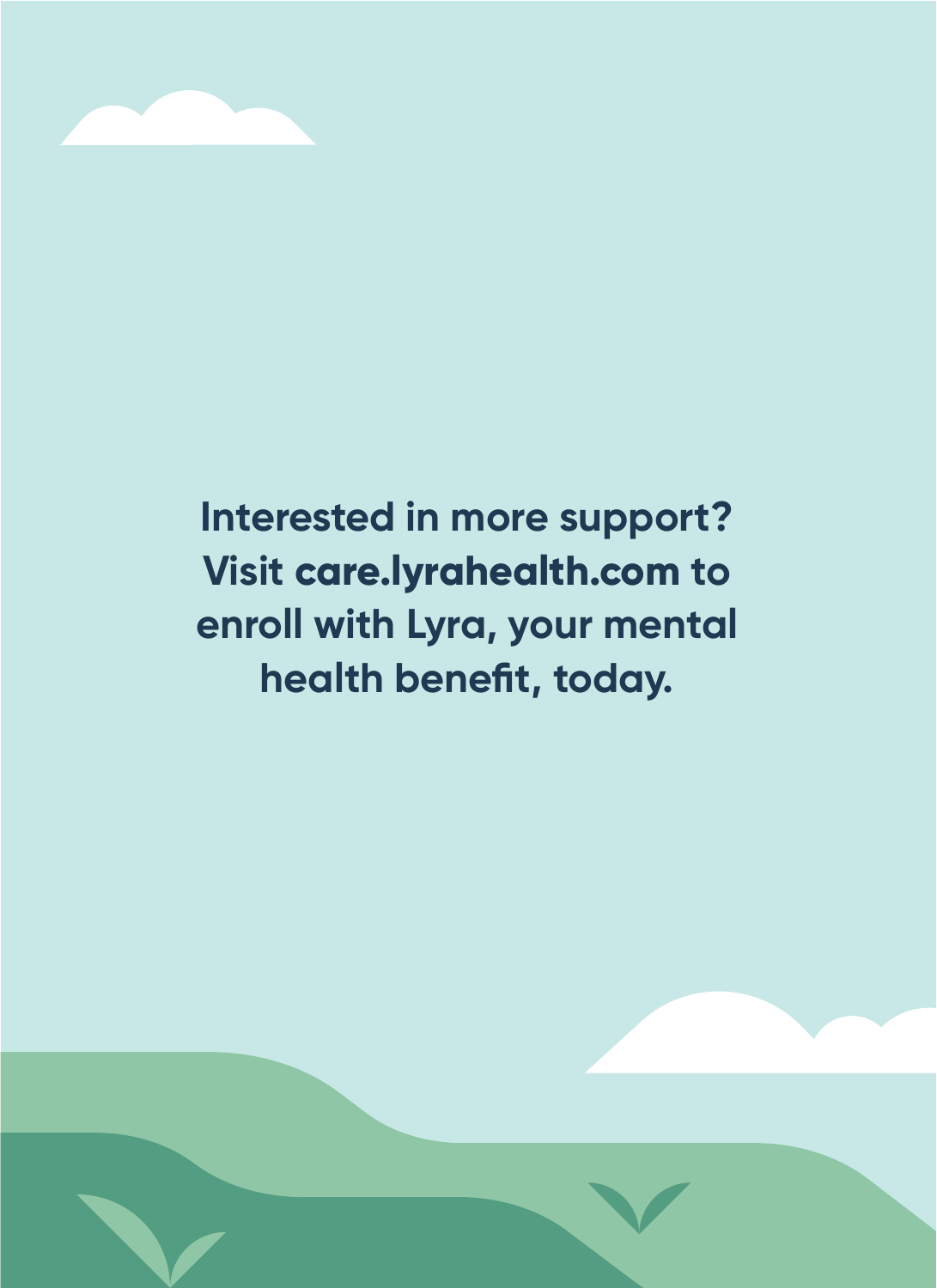**Interested in more support? Visit care.lyrahealth.com to enroll with Lyra, your mental health benefit, today.**